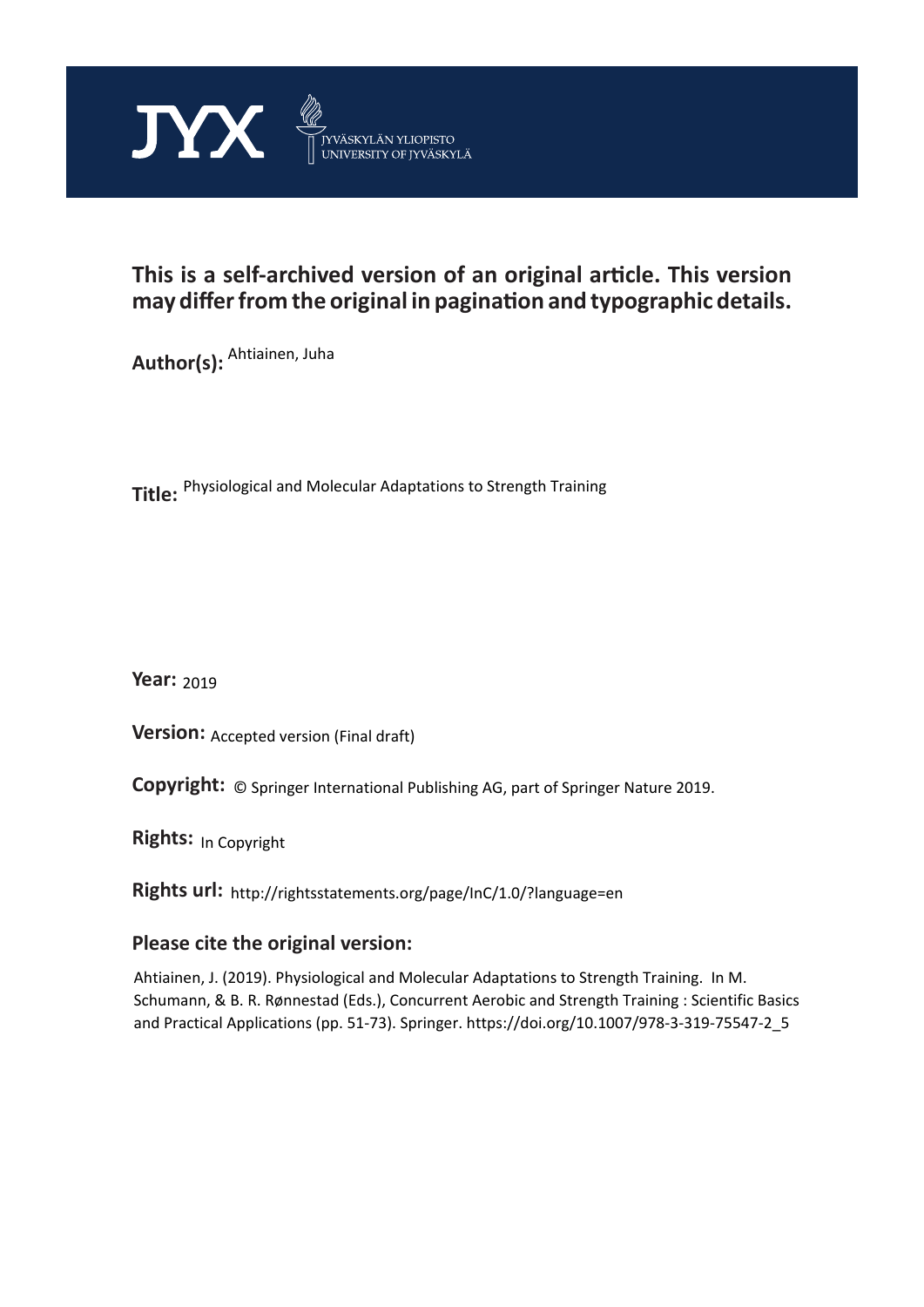JYX JYVÄSKYLÄN YLIOPISTO UNIVERSITY OF JYVÄSKYLÄ

**This is a self-archived version of an original article. This version may differ from the original in pagination and typographic details.**

**Author(s):** Ahtiainen, Juha

**Title:** Physiological and Molecular Adaptations to Strength Training

**Year:** 2019

**Version:** Accepted version (Final draft)

**Copyright:** © Springer International Publishing AG, part of Springer Nature 2019.

**Rights:** In Copyright

**Rights url:** http://rightsstatements.org/page/InC/1.0/?language=en

**Please cite the original version:**

Ahtiainen, J. (2019). Physiological and Molecular Adaptations to Strength Training. In M. Schumann, & B. R. Rønnestad (Eds.), Concurrent Aerobic and Strength Training : Scientific Basics and Practical Applications (pp. 51-73). Springer. https://doi.org/10.1007/978-3-319-75547-2_5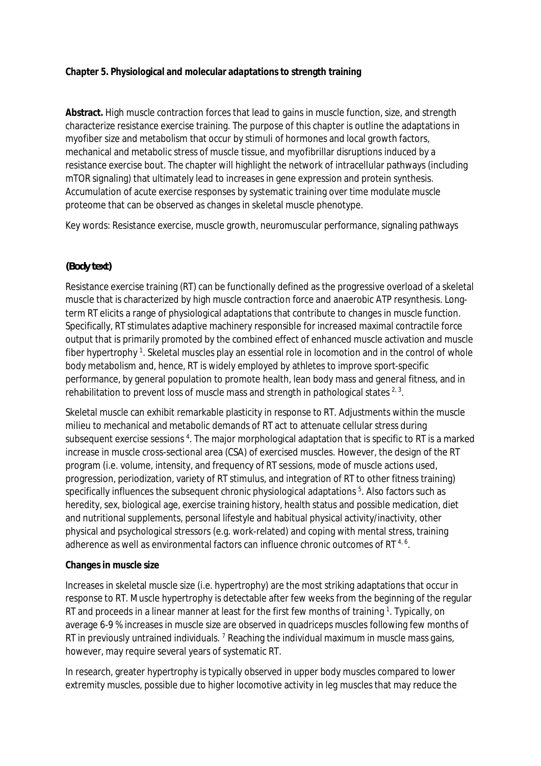**Chapter 5. Physiological and molecular adaptations to strength training**

**Abstract.** High muscle contraction forces that lead to gains in muscle function, size, and strength characterize resistance exercise training. The purpose of this chapter is outline the adaptations in myofiber size and metabolism that occur by stimuli of hormones and local growth factors, mechanical and metabolic stress of muscle tissue, and myofibrillar disruptions induced by a resistance exercise bout. The chapter will highlight the network of intracellular pathways (including mTOR signaling) that ultimately lead to increases in gene expression and protein synthesis. Accumulation of acute exercise responses by systematic training over time modulate muscle proteome that can be observed as changes in skeletal muscle phenotype.

Key words: Resistance exercise, muscle growth, neuromuscular performance, signaling pathways

**(Body text)**

Resistance exercise training (RT) can be functionally defined as the progressive overload of a skeletal muscle that is characterized by high muscle contraction force and anaerobic ATP resynthesis. Long-term RT elicits a range of physiological adaptations that contribute to changes in muscle function. Specifically, RT stimulates adaptive machinery responsible for increased maximal contractile force output that is primarily promoted by the combined effect of enhanced muscle activation and muscle fiber hypertrophy [1]. Skeletal muscles play an essential role in locomotion and in the control of whole body metabolism and, hence, RT is widely employed by athletes to improve sport-specific performance, by general population to promote health, lean body mass and general fitness, and in rehabilitation to prevent loss of muscle mass and strength in pathological states [2, 3].

Skeletal muscle can exhibit remarkable plasticity in response to RT. Adjustments within the muscle milieu to mechanical and metabolic demands of RT act to attenuate cellular stress during subsequent exercise sessions [4]. The major morphological adaptation that is specific to RT is a marked increase in muscle cross-sectional area (CSA) of exercised muscles. However, the design of the RT program (i.e. volume, intensity, and frequency of RT sessions, mode of muscle actions used, progression, periodization, variety of RT stimulus, and integration of RT to other fitness training) specifically influences the subsequent chronic physiological adaptations [5]. Also factors such as heredity, sex, biological age, exercise training history, health status and possible medication, diet and nutritional supplements, personal lifestyle and habitual physical activity/inactivity, other physical and psychological stressors (e.g. work-related) and coping with mental stress, training adherence as well as environmental factors can influence chronic outcomes of RT [4, 6].

**Changes in muscle size**

Increases in skeletal muscle size (i.e. hypertrophy) are the most striking adaptations that occur in response to RT. Muscle hypertrophy is detectable after few weeks from the beginning of the regular RT and proceeds in a linear manner at least for the first few months of training [1]. Typically, on average 6-9 % increases in muscle size are observed in quadriceps muscles following few months of RT in previously untrained individuals. [7] Reaching the individual maximum in muscle mass gains, however, may require several years of systematic RT.

In research, greater hypertrophy is typically observed in upper body muscles compared to lower extremity muscles, possible due to higher locomotive activity in leg muscles that may reduce the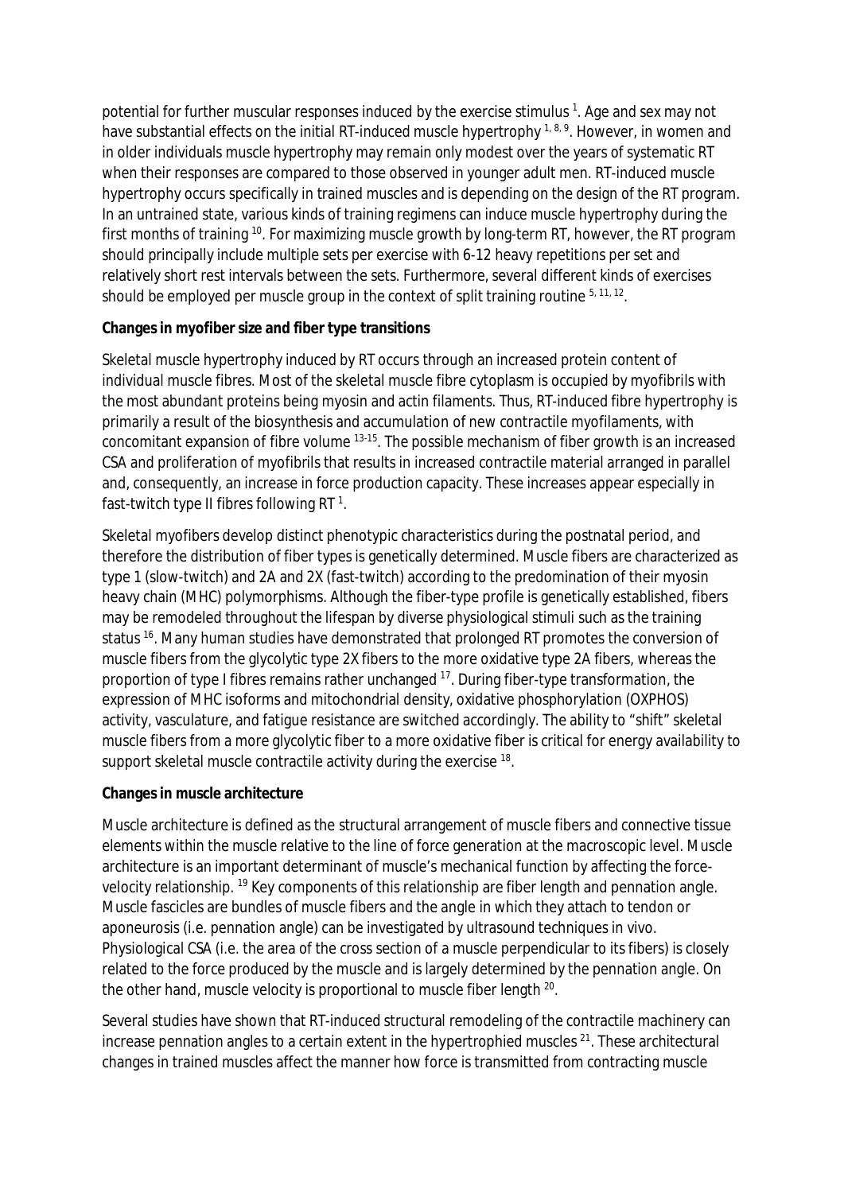potential for further muscular responses induced by the exercise stimulus [1]. Age and sex may not have substantial effects on the initial RT-induced muscle hypertrophy [1, 8, 9]. However, in women and in older individuals muscle hypertrophy may remain only modest over the years of systematic RT when their responses are compared to those observed in younger adult men. RT-induced muscle hypertrophy occurs specifically in trained muscles and is depending on the design of the RT program. In an untrained state, various kinds of training regimens can induce muscle hypertrophy during the first months of training [10]. For maximizing muscle growth by long-term RT, however, the RT program should principally include multiple sets per exercise with 6-12 heavy repetitions per set and relatively short rest intervals between the sets. Furthermore, several different kinds of exercises should be employed per muscle group in the context of split training routine [5, 11, 12].

**Changes in myofiber size and fiber type transitions**

Skeletal muscle hypertrophy induced by RT occurs through an increased protein content of individual muscle fibres. Most of the skeletal muscle fibre cytoplasm is occupied by myofibrils with the most abundant proteins being myosin and actin filaments. Thus, RT-induced fibre hypertrophy is primarily a result of the biosynthesis and accumulation of new contractile myofilaments, with concomitant expansion of fibre volume [13-15]. The possible mechanism of fiber growth is an increased CSA and proliferation of myofibrils that results in increased contractile material arranged in parallel and, consequently, an increase in force production capacity. These increases appear especially in fast-twitch type II fibres following RT [1].

Skeletal myofibers develop distinct phenotypic characteristics during the postnatal period, and therefore the distribution of fiber types is genetically determined. Muscle fibers are characterized as type 1 (slow-twitch) and 2A and 2X (fast-twitch) according to the predomination of their myosin heavy chain (MHC) polymorphisms. Although the fiber-type profile is genetically established, fibers may be remodeled throughout the lifespan by diverse physiological stimuli such as the training status [16]. Many human studies have demonstrated that prolonged RT promotes the conversion of muscle fibers from the glycolytic type 2X fibers to the more oxidative type 2A fibers, whereas the proportion of type I fibres remains rather unchanged [17]. During fiber-type transformation, the expression of MHC isoforms and mitochondrial density, oxidative phosphorylation (OXPHOS) activity, vasculature, and fatigue resistance are switched accordingly. The ability to "shift" skeletal muscle fibers from a more glycolytic fiber to a more oxidative fiber is critical for energy availability to support skeletal muscle contractile activity during the exercise [18].

**Changes in muscle architecture**

Muscle architecture is defined as the structural arrangement of muscle fibers and connective tissue elements within the muscle relative to the line of force generation at the macroscopic level. Muscle architecture is an important determinant of muscle's mechanical function by affecting the force-velocity relationship. [19] Key components of this relationship are fiber length and pennation angle. Muscle fascicles are bundles of muscle fibers and the angle in which they attach to tendon or aponeurosis (i.e. pennation angle) can be investigated by ultrasound techniques in vivo. Physiological CSA (i.e. the area of the cross section of a muscle perpendicular to its fibers) is closely related to the force produced by the muscle and is largely determined by the pennation angle. On the other hand, muscle velocity is proportional to muscle fiber length [20].

Several studies have shown that RT-induced structural remodeling of the contractile machinery can increase pennation angles to a certain extent in the hypertrophied muscles [21]. These architectural changes in trained muscles affect the manner how force is transmitted from contracting muscle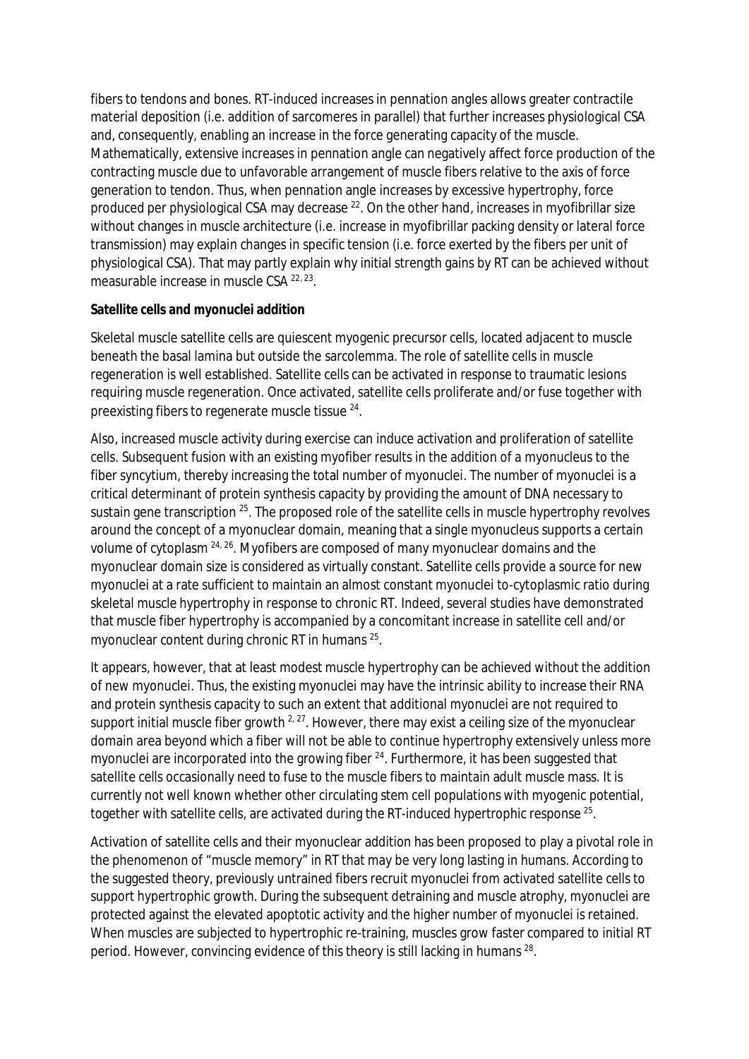fibers to tendons and bones. RT-induced increases in pennation angles allows greater contractile material deposition (i.e. addition of sarcomeres in parallel) that further increases physiological CSA and, consequently, enabling an increase in the force generating capacity of the muscle. Mathematically, extensive increases in pennation angle can negatively affect force production of the contracting muscle due to unfavorable arrangement of muscle fibers relative to the axis of force generation to tendon. Thus, when pennation angle increases by excessive hypertrophy, force produced per physiological CSA may decrease [22]. On the other hand, increases in myofibrillar size without changes in muscle architecture (i.e. increase in myofibrillar packing density or lateral force transmission) may explain changes in specific tension (i.e. force exerted by the fibers per unit of physiological CSA). That may partly explain why initial strength gains by RT can be achieved without measurable increase in muscle CSA [22, 23].

**Satellite cells and myonuclei addition**

Skeletal muscle satellite cells are quiescent myogenic precursor cells, located adjacent to muscle beneath the basal lamina but outside the sarcolemma. The role of satellite cells in muscle regeneration is well established. Satellite cells can be activated in response to traumatic lesions requiring muscle regeneration. Once activated, satellite cells proliferate and/or fuse together with preexisting fibers to regenerate muscle tissue [24].

Also, increased muscle activity during exercise can induce activation and proliferation of satellite cells. Subsequent fusion with an existing myofiber results in the addition of a myonucleus to the fiber syncytium, thereby increasing the total number of myonuclei. The number of myonuclei is a critical determinant of protein synthesis capacity by providing the amount of DNA necessary to sustain gene transcription [25]. The proposed role of the satellite cells in muscle hypertrophy revolves around the concept of a myonuclear domain, meaning that a single myonucleus supports a certain volume of cytoplasm [24, 26]. Myofibers are composed of many myonuclear domains and the myonuclear domain size is considered as virtually constant. Satellite cells provide a source for new myonuclei at a rate sufficient to maintain an almost constant myonuclei to-cytoplasmic ratio during skeletal muscle hypertrophy in response to chronic RT. Indeed, several studies have demonstrated that muscle fiber hypertrophy is accompanied by a concomitant increase in satellite cell and/or myonuclear content during chronic RT in humans [25].

It appears, however, that at least modest muscle hypertrophy can be achieved without the addition of new myonuclei. Thus, the existing myonuclei may have the intrinsic ability to increase their RNA and protein synthesis capacity to such an extent that additional myonuclei are not required to support initial muscle fiber growth [2, 27]. However, there may exist a ceiling size of the myonuclear domain area beyond which a fiber will not be able to continue hypertrophy extensively unless more myonuclei are incorporated into the growing fiber [24]. Furthermore, it has been suggested that satellite cells occasionally need to fuse to the muscle fibers to maintain adult muscle mass. It is currently not well known whether other circulating stem cell populations with myogenic potential, together with satellite cells, are activated during the RT-induced hypertrophic response [25].

Activation of satellite cells and their myonuclear addition has been proposed to play a pivotal role in the phenomenon of "muscle memory" in RT that may be very long lasting in humans. According to the suggested theory, previously untrained fibers recruit myonuclei from activated satellite cells to support hypertrophic growth. During the subsequent detraining and muscle atrophy, myonuclei are protected against the elevated apoptotic activity and the higher number of myonuclei is retained. When muscles are subjected to hypertrophic re-training, muscles grow faster compared to initial RT period. However, convincing evidence of this theory is still lacking in humans [28].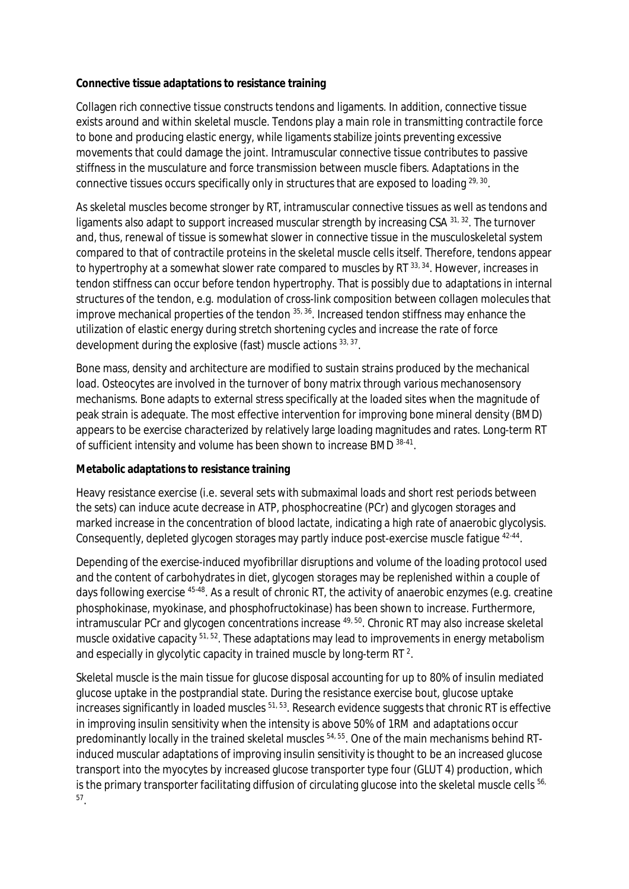**Connective tissue adaptations to resistance training**

Collagen rich connective tissue constructs tendons and ligaments. In addition, connective tissue exists around and within skeletal muscle. Tendons play a main role in transmitting contractile force to bone and producing elastic energy, while ligaments stabilize joints preventing excessive movements that could damage the joint. Intramuscular connective tissue contributes to passive stiffness in the musculature and force transmission between muscle fibers. Adaptations in the connective tissues occurs specifically only in structures that are exposed to loading [29, 30].

As skeletal muscles become stronger by RT, intramuscular connective tissues as well as tendons and ligaments also adapt to support increased muscular strength by increasing CSA [31, 32]. The turnover and, thus, renewal of tissue is somewhat slower in connective tissue in the musculoskeletal system compared to that of contractile proteins in the skeletal muscle cells itself. Therefore, tendons appear to hypertrophy at a somewhat slower rate compared to muscles by RT [33, 34]. However, increases in tendon stiffness can occur before tendon hypertrophy. That is possibly due to adaptations in internal structures of the tendon, e.g. modulation of cross-link composition between collagen molecules that improve mechanical properties of the tendon [35, 36]. Increased tendon stiffness may enhance the utilization of elastic energy during stretch shortening cycles and increase the rate of force development during the explosive (fast) muscle actions [33, 37].

Bone mass, density and architecture are modified to sustain strains produced by the mechanical load. Osteocytes are involved in the turnover of bony matrix through various mechanosensory mechanisms. Bone adapts to external stress specifically at the loaded sites when the magnitude of peak strain is adequate. The most effective intervention for improving bone mineral density (BMD) appears to be exercise characterized by relatively large loading magnitudes and rates. Long-term RT of sufficient intensity and volume has been shown to increase BMD [38-41].

**Metabolic adaptations to resistance training**

Heavy resistance exercise (i.e. several sets with submaximal loads and short rest periods between the sets) can induce acute decrease in ATP, phosphocreatine (PCr) and glycogen storages and marked increase in the concentration of blood lactate, indicating a high rate of anaerobic glycolysis. Consequently, depleted glycogen storages may partly induce post-exercise muscle fatigue [42-44].

Depending of the exercise-induced myofibrillar disruptions and volume of the loading protocol used and the content of carbohydrates in diet, glycogen storages may be replenished within a couple of days following exercise [45-48]. As a result of chronic RT, the activity of anaerobic enzymes (e.g. creatine phosphokinase, myokinase, and phosphofructokinase) has been shown to increase. Furthermore, intramuscular PCr and glycogen concentrations increase [49, 50]. Chronic RT may also increase skeletal muscle oxidative capacity [51, 52]. These adaptations may lead to improvements in energy metabolism and especially in glycolytic capacity in trained muscle by long-term RT [2].

Skeletal muscle is the main tissue for glucose disposal accounting for up to 80% of insulin mediated glucose uptake in the postprandial state. During the resistance exercise bout, glucose uptake increases significantly in loaded muscles [51, 53]. Research evidence suggests that chronic RT is effective in improving insulin sensitivity when the intensity is above 50% of 1RM and adaptations occur predominantly locally in the trained skeletal muscles [54, 55]. One of the main mechanisms behind RT-induced muscular adaptations of improving insulin sensitivity is thought to be an increased glucose transport into the myocytes by increased glucose transporter type four (GLUT 4) production, which is the primary transporter facilitating diffusion of circulating glucose into the skeletal muscle cells [56, 57].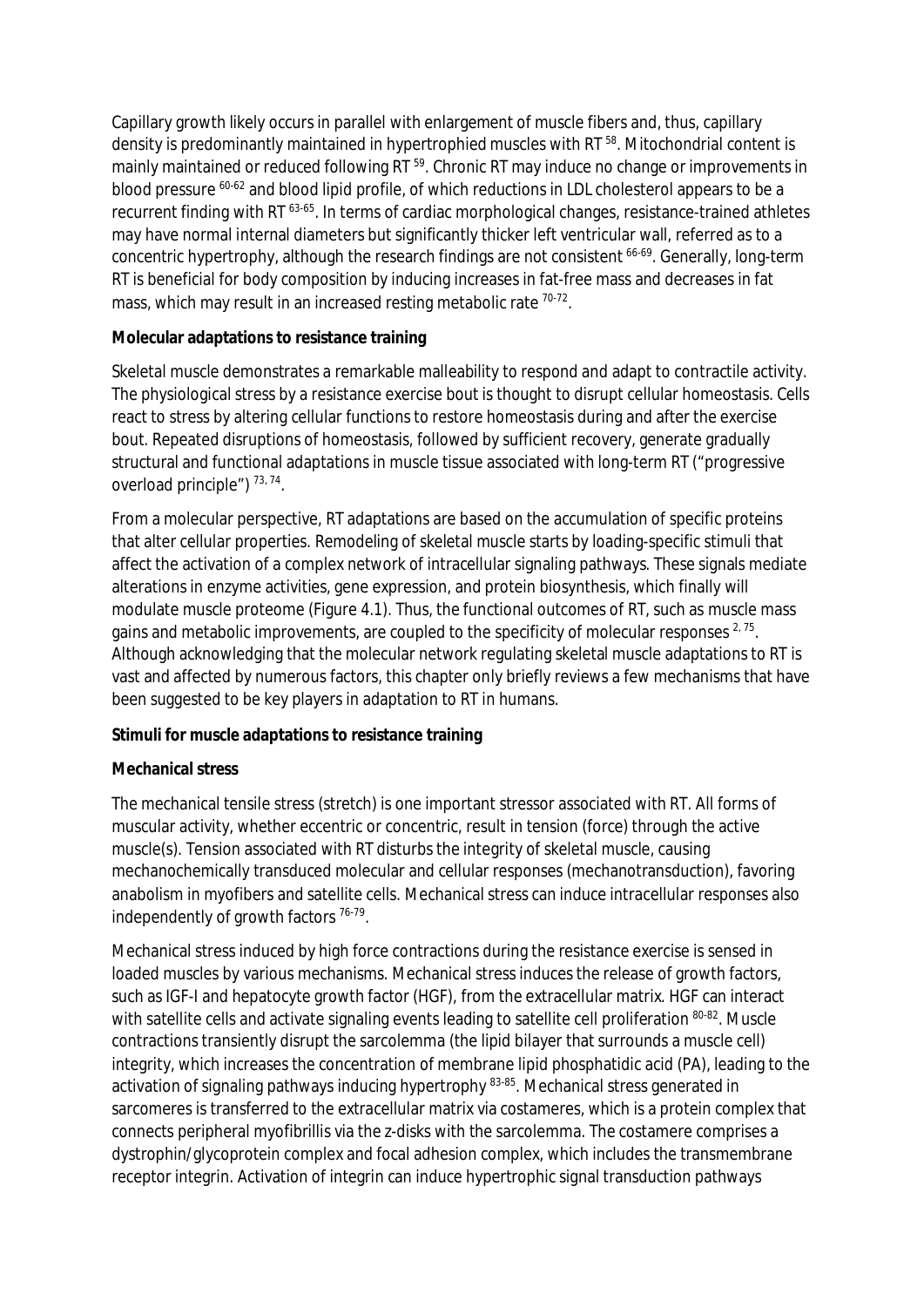Capillary growth likely occurs in parallel with enlargement of muscle fibers and, thus, capillary density is predominantly maintained in hypertrophied muscles with RT [58]. Mitochondrial content is mainly maintained or reduced following RT [59]. Chronic RT may induce no change or improvements in blood pressure [60-62] and blood lipid profile, of which reductions in LDL cholesterol appears to be a recurrent finding with RT [63-65]. In terms of cardiac morphological changes, resistance-trained athletes may have normal internal diameters but significantly thicker left ventricular wall, referred as to a concentric hypertrophy, although the research findings are not consistent [66-69]. Generally, long-term RT is beneficial for body composition by inducing increases in fat-free mass and decreases in fat mass, which may result in an increased resting metabolic rate [70-72].

**Molecular adaptations to resistance training**

Skeletal muscle demonstrates a remarkable malleability to respond and adapt to contractile activity. The physiological stress by a resistance exercise bout is thought to disrupt cellular homeostasis. Cells react to stress by altering cellular functions to restore homeostasis during and after the exercise bout. Repeated disruptions of homeostasis, followed by sufficient recovery, generate gradually structural and functional adaptations in muscle tissue associated with long-term RT ("progressive overload principle") [73, 74].

From a molecular perspective, RT adaptations are based on the accumulation of specific proteins that alter cellular properties. Remodeling of skeletal muscle starts by loading-specific stimuli that affect the activation of a complex network of intracellular signaling pathways. These signals mediate alterations in enzyme activities, gene expression, and protein biosynthesis, which finally will modulate muscle proteome (Figure 4.1). Thus, the functional outcomes of RT, such as muscle mass gains and metabolic improvements, are coupled to the specificity of molecular responses [2, 75]. Although acknowledging that the molecular network regulating skeletal muscle adaptations to RT is vast and affected by numerous factors, this chapter only briefly reviews a few mechanisms that have been suggested to be key players in adaptation to RT in humans.

**Stimuli for muscle adaptations to resistance training**

**Mechanical stress**

The mechanical tensile stress (stretch) is one important stressor associated with RT. All forms of muscular activity, whether eccentric or concentric, result in tension (force) through the active muscle(s). Tension associated with RT disturbs the integrity of skeletal muscle, causing mechanochemically transduced molecular and cellular responses (mechanotransduction), favoring anabolism in myofibers and satellite cells. Mechanical stress can induce intracellular responses also independently of growth factors [76-79].

Mechanical stress induced by high force contractions during the resistance exercise is sensed in loaded muscles by various mechanisms. Mechanical stress induces the release of growth factors, such as IGF-I and hepatocyte growth factor (HGF), from the extracellular matrix. HGF can interact with satellite cells and activate signaling events leading to satellite cell proliferation [80-82]. Muscle contractions transiently disrupt the sarcolemma (the lipid bilayer that surrounds a muscle cell) integrity, which increases the concentration of membrane lipid phosphatidic acid (PA), leading to the activation of signaling pathways inducing hypertrophy [83-85]. Mechanical stress generated in sarcomeres is transferred to the extracellular matrix via costameres, which is a protein complex that connects peripheral myofibrillis via the z-disks with the sarcolemma. The costamere comprises a dystrophin/glycoprotein complex and focal adhesion complex, which includes the transmembrane receptor integrin. Activation of integrin can induce hypertrophic signal transduction pathways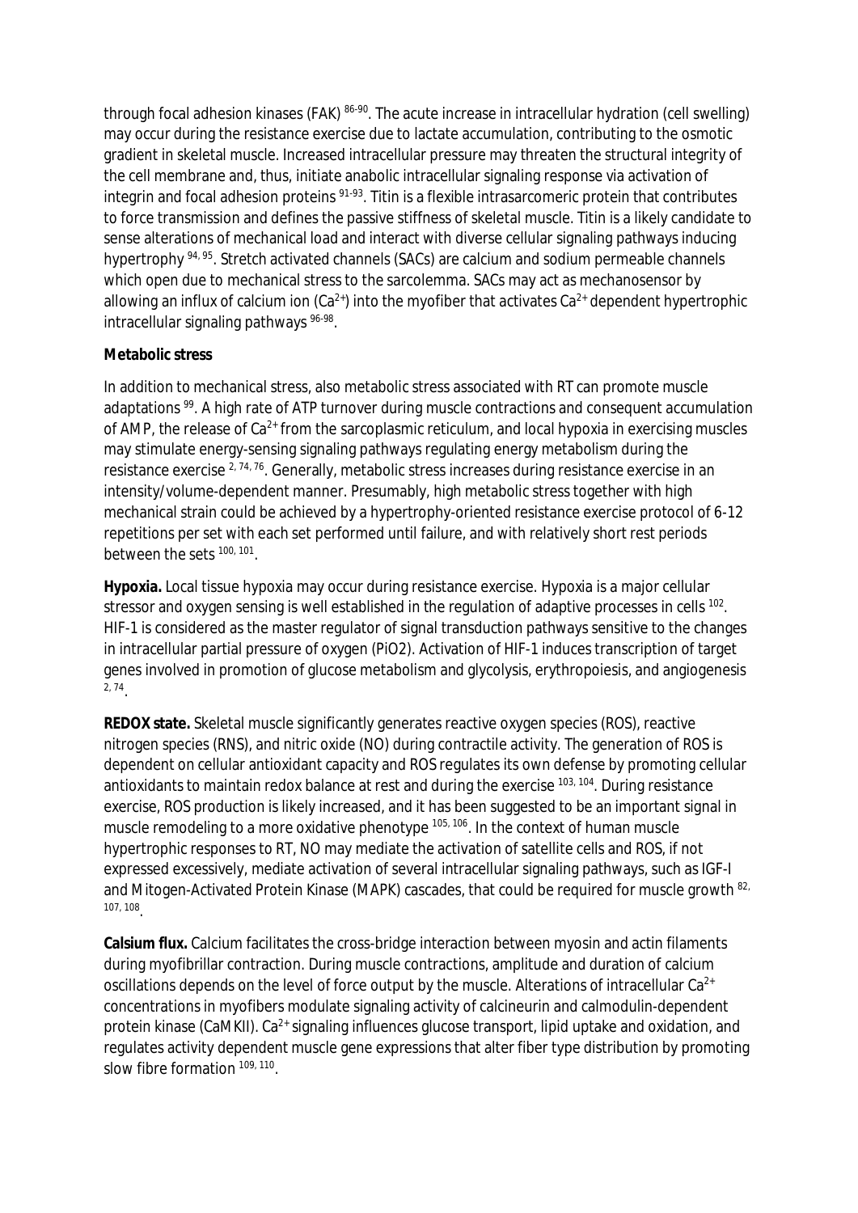through focal adhesion kinases (FAK) [86-90]. The acute increase in intracellular hydration (cell swelling) may occur during the resistance exercise due to lactate accumulation, contributing to the osmotic gradient in skeletal muscle. Increased intracellular pressure may threaten the structural integrity of the cell membrane and, thus, initiate anabolic intracellular signaling response via activation of integrin and focal adhesion proteins [91-93]. Titin is a flexible intrasarcomeric protein that contributes to force transmission and defines the passive stiffness of skeletal muscle. Titin is a likely candidate to sense alterations of mechanical load and interact with diverse cellular signaling pathways inducing hypertrophy [94, 95]. Stretch activated channels (SACs) are calcium and sodium permeable channels which open due to mechanical stress to the sarcolemma. SACs may act as mechanosensor by allowing an influx of calcium ion ($Ca^{2+}$) into the myofiber that activates $Ca^{2+}$ dependent hypertrophic intracellular signaling pathways [96-98].

**Metabolic stress**

In addition to mechanical stress, also metabolic stress associated with RT can promote muscle adaptations [99]. A high rate of ATP turnover during muscle contractions and consequent accumulation of AMP, the release of $Ca^{2+}$ from the sarcoplasmic reticulum, and local hypoxia in exercising muscles may stimulate energy-sensing signaling pathways regulating energy metabolism during the resistance exercise [2, 74, 76]. Generally, metabolic stress increases during resistance exercise in an intensity/volume-dependent manner. Presumably, high metabolic stress together with high mechanical strain could be achieved by a hypertrophy-oriented resistance exercise protocol of 6-12 repetitions per set with each set performed until failure, and with relatively short rest periods between the sets [100, 101].

**Hypoxia.** Local tissue hypoxia may occur during resistance exercise. Hypoxia is a major cellular stressor and oxygen sensing is well established in the regulation of adaptive processes in cells [102]. HIF-1 is considered as the master regulator of signal transduction pathways sensitive to the changes in intracellular partial pressure of oxygen (PiO2). Activation of HIF-1 induces transcription of target genes involved in promotion of glucose metabolism and glycolysis, erythropoiesis, and angiogenesis [2, 74].

**REDOX state.** Skeletal muscle significantly generates reactive oxygen species (ROS), reactive nitrogen species (RNS), and nitric oxide (NO) during contractile activity. The generation of ROS is dependent on cellular antioxidant capacity and ROS regulates its own defense by promoting cellular antioxidants to maintain redox balance at rest and during the exercise [103, 104]. During resistance exercise, ROS production is likely increased, and it has been suggested to be an important signal in muscle remodeling to a more oxidative phenotype [105, 106]. In the context of human muscle hypertrophic responses to RT, NO may mediate the activation of satellite cells and ROS, if not expressed excessively, mediate activation of several intracellular signaling pathways, such as IGF-I and Mitogen-Activated Protein Kinase (MAPK) cascades, that could be required for muscle growth [82, 107, 108].

**Calsium flux.** Calcium facilitates the cross-bridge interaction between myosin and actin filaments during myofibrillar contraction. During muscle contractions, amplitude and duration of calcium oscillations depends on the level of force output by the muscle. Alterations of intracellular $Ca^{2+}$ concentrations in myofibers modulate signaling activity of calcineurin and calmodulin-dependent protein kinase (CaMKII). $Ca^{2+}$ signaling influences glucose transport, lipid uptake and oxidation, and regulates activity dependent muscle gene expressions that alter fiber type distribution by promoting slow fibre formation [109, 110].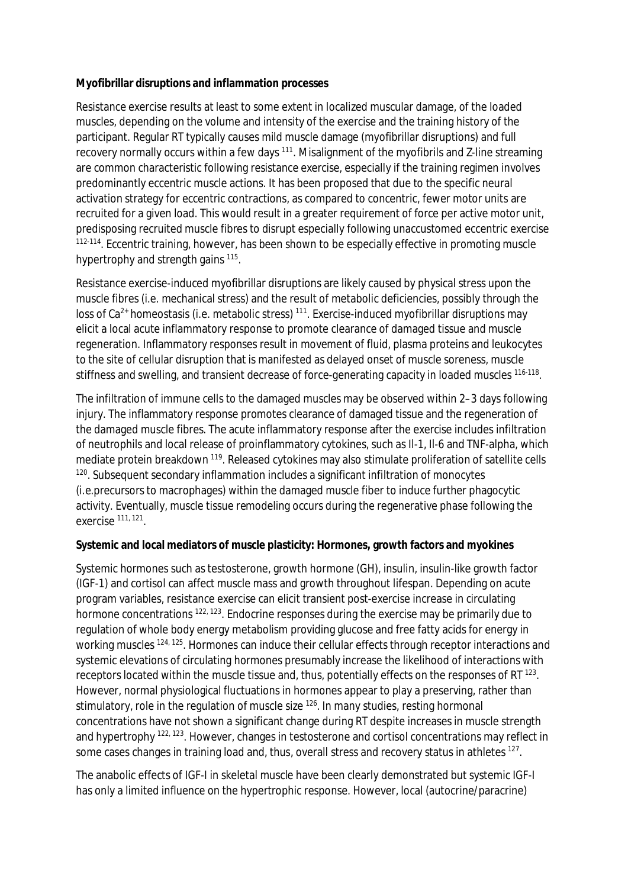**Myofibrillar disruptions and inflammation processes**

Resistance exercise results at least to some extent in localized muscular damage, of the loaded muscles, depending on the volume and intensity of the exercise and the training history of the participant. Regular RT typically causes mild muscle damage (myofibrillar disruptions) and full recovery normally occurs within a few days [111]. Misalignment of the myofibrils and Z-line streaming are common characteristic following resistance exercise, especially if the training regimen involves predominantly eccentric muscle actions. It has been proposed that due to the specific neural activation strategy for eccentric contractions, as compared to concentric, fewer motor units are recruited for a given load. This would result in a greater requirement of force per active motor unit, predisposing recruited muscle fibres to disrupt especially following unaccustomed eccentric exercise [112-114]. Eccentric training, however, has been shown to be especially effective in promoting muscle hypertrophy and strength gains [115].

Resistance exercise-induced myofibrillar disruptions are likely caused by physical stress upon the muscle fibres (i.e. mechanical stress) and the result of metabolic deficiencies, possibly through the loss of $Ca^{2+}$ homeostasis (i.e. metabolic stress) [111]. Exercise-induced myofibrillar disruptions may elicit a local acute inflammatory response to promote clearance of damaged tissue and muscle regeneration. Inflammatory responses result in movement of fluid, plasma proteins and leukocytes to the site of cellular disruption that is manifested as delayed onset of muscle soreness, muscle stiffness and swelling, and transient decrease of force-generating capacity in loaded muscles [116-118].

The infiltration of immune cells to the damaged muscles may be observed within 2–3 days following injury. The inflammatory response promotes clearance of damaged tissue and the regeneration of the damaged muscle fibres. The acute inflammatory response after the exercise includes infiltration of neutrophils and local release of proinflammatory cytokines, such as Il-1, Il-6 and TNF-alpha, which mediate protein breakdown [119]. Released cytokines may also stimulate proliferation of satellite cells [120]. Subsequent secondary inflammation includes a significant infiltration of monocytes (i.e.precursors to macrophages) within the damaged muscle fiber to induce further phagocytic activity. Eventually, muscle tissue remodeling occurs during the regenerative phase following the exercise [111, 121].

**Systemic and local mediators of muscle plasticity: Hormones, growth factors and myokines**

Systemic hormones such as testosterone, growth hormone (GH), insulin, insulin-like growth factor (IGF-1) and cortisol can affect muscle mass and growth throughout lifespan. Depending on acute program variables, resistance exercise can elicit transient post-exercise increase in circulating hormone concentrations [122, 123]. Endocrine responses during the exercise may be primarily due to regulation of whole body energy metabolism providing glucose and free fatty acids for energy in working muscles [124, 125]. Hormones can induce their cellular effects through receptor interactions and systemic elevations of circulating hormones presumably increase the likelihood of interactions with receptors located within the muscle tissue and, thus, potentially effects on the responses of RT [123]. However, normal physiological fluctuations in hormones appear to play a preserving, rather than stimulatory, role in the regulation of muscle size [126]. In many studies, resting hormonal concentrations have not shown a significant change during RT despite increases in muscle strength and hypertrophy [122, 123]. However, changes in testosterone and cortisol concentrations may reflect in some cases changes in training load and, thus, overall stress and recovery status in athletes [127].

The anabolic effects of IGF-I in skeletal muscle have been clearly demonstrated but systemic IGF-I has only a limited influence on the hypertrophic response. However, local (autocrine/paracrine)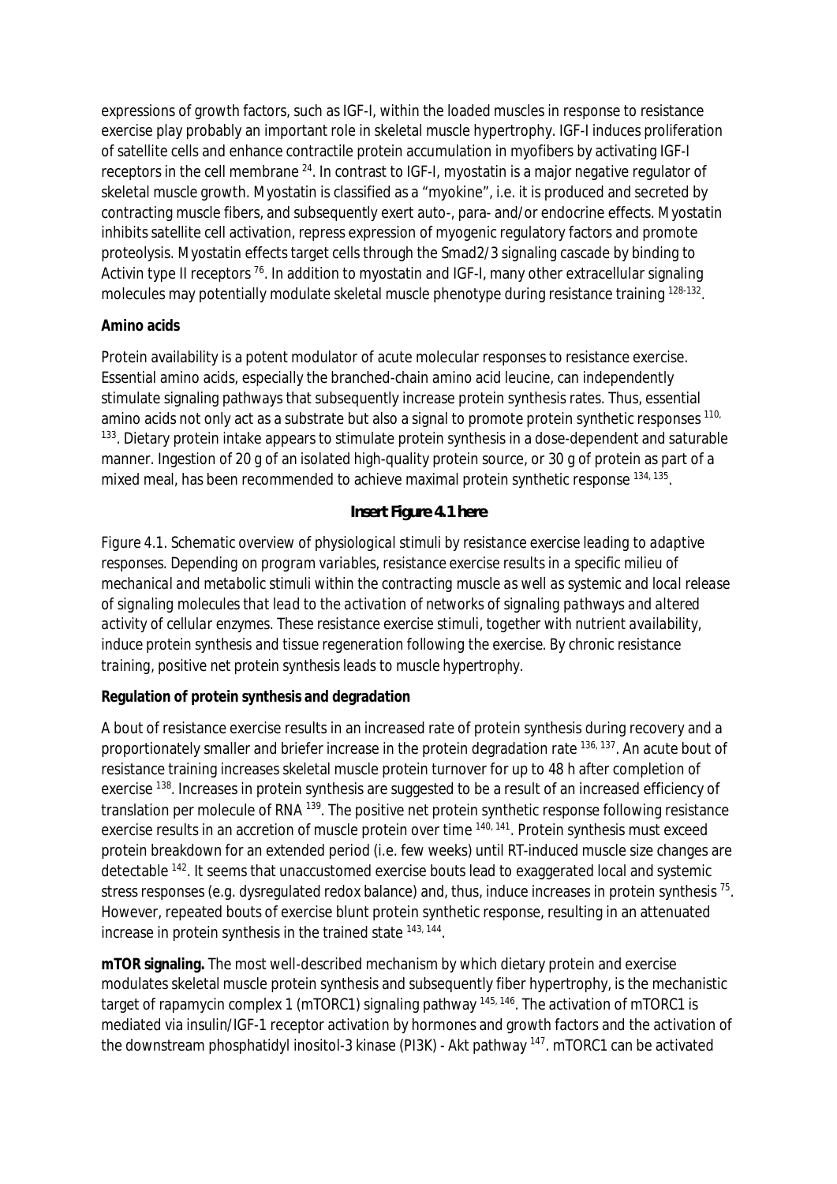expressions of growth factors, such as IGF-I, within the loaded muscles in response to resistance exercise play probably an important role in skeletal muscle hypertrophy. IGF-I induces proliferation of satellite cells and enhance contractile protein accumulation in myofibers by activating IGF-I receptors in the cell membrane [24]. In contrast to IGF-I, myostatin is a major negative regulator of skeletal muscle growth. Myostatin is classified as a "myokine", i.e. it is produced and secreted by contracting muscle fibers, and subsequently exert auto-, para- and/or endocrine effects. Myostatin inhibits satellite cell activation, repress expression of myogenic regulatory factors and promote proteolysis. Myostatin effects target cells through the Smad2/3 signaling cascade by binding to Activin type II receptors [76]. In addition to myostatin and IGF-I, many other extracellular signaling molecules may potentially modulate skeletal muscle phenotype during resistance training [128-132].

**Amino acids**

Protein availability is a potent modulator of acute molecular responses to resistance exercise. Essential amino acids, especially the branched-chain amino acid leucine, can independently stimulate signaling pathways that subsequently increase protein synthesis rates. Thus, essential amino acids not only act as a substrate but also a signal to promote protein synthetic responses [110, 133]. Dietary protein intake appears to stimulate protein synthesis in a dose-dependent and saturable manner. Ingestion of 20 g of an isolated high-quality protein source, or 30 g of protein as part of a mixed meal, has been recommended to achieve maximal protein synthetic response [134, 135].

**Insert Figure 4.1 here**

*Figure 4.1. Schematic overview of physiological stimuli by resistance exercise leading to adaptive responses. Depending on program variables, resistance exercise results in a specific milieu of mechanical and metabolic stimuli within the contracting muscle as well as systemic and local release of signaling molecules that lead to the activation of networks of signaling pathways and altered activity of cellular enzymes. These resistance exercise stimuli, together with nutrient availability, induce protein synthesis and tissue regeneration following the exercise. By chronic resistance training, positive net protein synthesis leads to muscle hypertrophy.*

**Regulation of protein synthesis and degradation**

A bout of resistance exercise results in an increased rate of protein synthesis during recovery and a proportionately smaller and briefer increase in the protein degradation rate [136, 137]. An acute bout of resistance training increases skeletal muscle protein turnover for up to 48 h after completion of exercise [138]. Increases in protein synthesis are suggested to be a result of an increased efficiency of translation per molecule of RNA [139]. The positive net protein synthetic response following resistance exercise results in an accretion of muscle protein over time [140, 141]. Protein synthesis must exceed protein breakdown for an extended period (i.e. few weeks) until RT-induced muscle size changes are detectable [142]. It seems that unaccustomed exercise bouts lead to exaggerated local and systemic stress responses (e.g. dysregulated redox balance) and, thus, induce increases in protein synthesis [75]. However, repeated bouts of exercise blunt protein synthetic response, resulting in an attenuated increase in protein synthesis in the trained state [143, 144].

**mTOR signaling.** The most well-described mechanism by which dietary protein and exercise modulates skeletal muscle protein synthesis and subsequently fiber hypertrophy, is the mechanistic target of rapamycin complex 1 (mTORC1) signaling pathway [145, 146]. The activation of mTORC1 is mediated via insulin/IGF-1 receptor activation by hormones and growth factors and the activation of the downstream phosphatidyl inositol-3 kinase (PI3K) - Akt pathway [147]. mTORC1 can be activated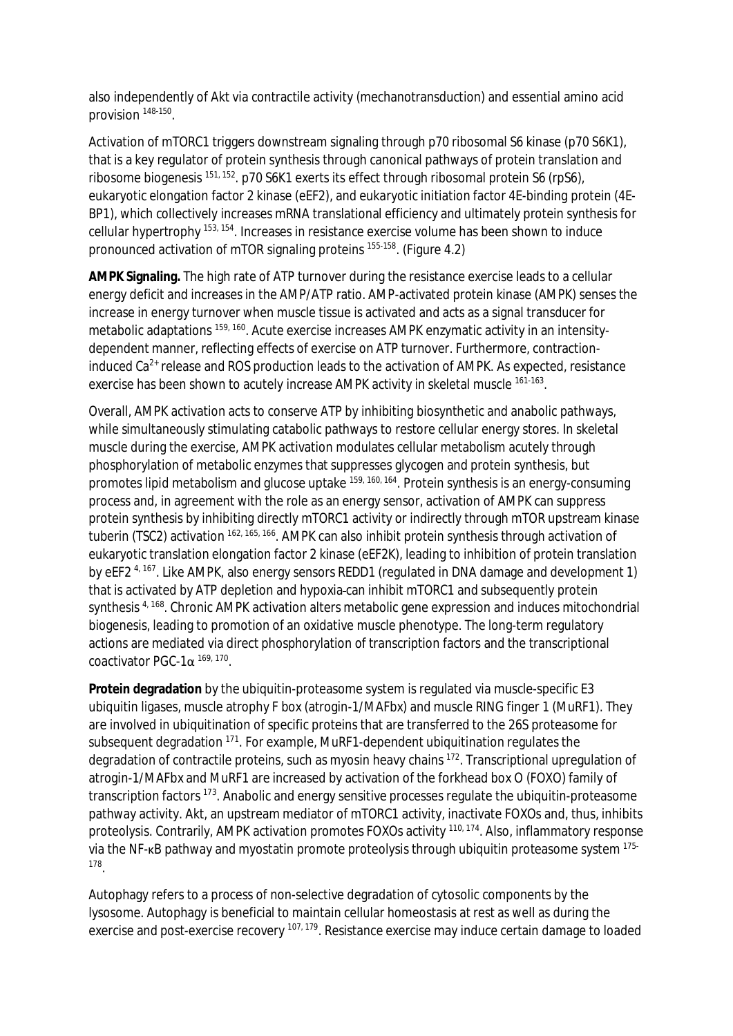also independently of Akt via contractile activity (mechanotransduction) and essential amino acid provision [148-150].

Activation of mTORC1 triggers downstream signaling through p70 ribosomal S6 kinase (p70 S6K1), that is a key regulator of protein synthesis through canonical pathways of protein translation and ribosome biogenesis [151, 152]. p70 S6K1 exerts its effect through ribosomal protein S6 (rpS6), eukaryotic elongation factor 2 kinase (eEF2), and eukaryotic initiation factor 4E-binding protein (4E-BP1), which collectively increases mRNA translational efficiency and ultimately protein synthesis for cellular hypertrophy [153, 154]. Increases in resistance exercise volume has been shown to induce pronounced activation of mTOR signaling proteins [155-158]. (Figure 4.2)

**AMPK Signaling.** The high rate of ATP turnover during the resistance exercise leads to a cellular energy deficit and increases in the AMP/ATP ratio. AMP-activated protein kinase (AMPK) senses the increase in energy turnover when muscle tissue is activated and acts as a signal transducer for metabolic adaptations [159, 160]. Acute exercise increases AMPK enzymatic activity in an intensity-dependent manner, reflecting effects of exercise on ATP turnover. Furthermore, contraction-induced $Ca^{2+}$ release and ROS production leads to the activation of AMPK. As expected, resistance exercise has been shown to acutely increase AMPK activity in skeletal muscle [161-163].

Overall, AMPK activation acts to conserve ATP by inhibiting biosynthetic and anabolic pathways, while simultaneously stimulating catabolic pathways to restore cellular energy stores. In skeletal muscle during the exercise, AMPK activation modulates cellular metabolism acutely through phosphorylation of metabolic enzymes that suppresses glycogen and protein synthesis, but promotes lipid metabolism and glucose uptake [159, 160, 164]. Protein synthesis is an energy-consuming process and, in agreement with the role as an energy sensor, activation of AMPK can suppress protein synthesis by inhibiting directly mTORC1 activity or indirectly through mTOR upstream kinase tuberin (TSC2) activation [162, 165, 166]. AMPK can also inhibit protein synthesis through activation of eukaryotic translation elongation factor 2 kinase (eEF2K), leading to inhibition of protein translation by eEF2 [4, 167]. Like AMPK, also energy sensors REDD1 (regulated in DNA damage and development 1) that is activated by ATP depletion and hypoxia can inhibit mTORC1 and subsequently protein synthesis [4, 168]. Chronic AMPK activation alters metabolic gene expression and induces mitochondrial biogenesis, leading to promotion of an oxidative muscle phenotype. The long-term regulatory actions are mediated via direct phosphorylation of transcription factors and the transcriptional coactivator PGC-1$\alpha$ [169, 170].

**Protein degradation** by the ubiquitin-proteasome system is regulated via muscle-specific E3 ubiquitin ligases, muscle atrophy F box (atrogin-1/MAFbx) and muscle RING finger 1 (MuRF1). They are involved in ubiquitination of specific proteins that are transferred to the 26S proteasome for subsequent degradation [171]. For example, MuRF1-dependent ubiquitination regulates the degradation of contractile proteins, such as myosin heavy chains [172]. Transcriptional upregulation of atrogin-1/MAFbx and MuRF1 are increased by activation of the forkhead box O (FOXO) family of transcription factors [173]. Anabolic and energy sensitive processes regulate the ubiquitin-proteasome pathway activity. Akt, an upstream mediator of mTORC1 activity, inactivate FOXOs and, thus, inhibits proteolysis. Contrarily, AMPK activation promotes FOXOs activity [110, 174]. Also, inflammatory response via the NF-κB pathway and myostatin promote proteolysis through ubiquitin proteasome system [175-178].

Autophagy refers to a process of non-selective degradation of cytosolic components by the lysosome. Autophagy is beneficial to maintain cellular homeostasis at rest as well as during the exercise and post-exercise recovery [107, 179]. Resistance exercise may induce certain damage to loaded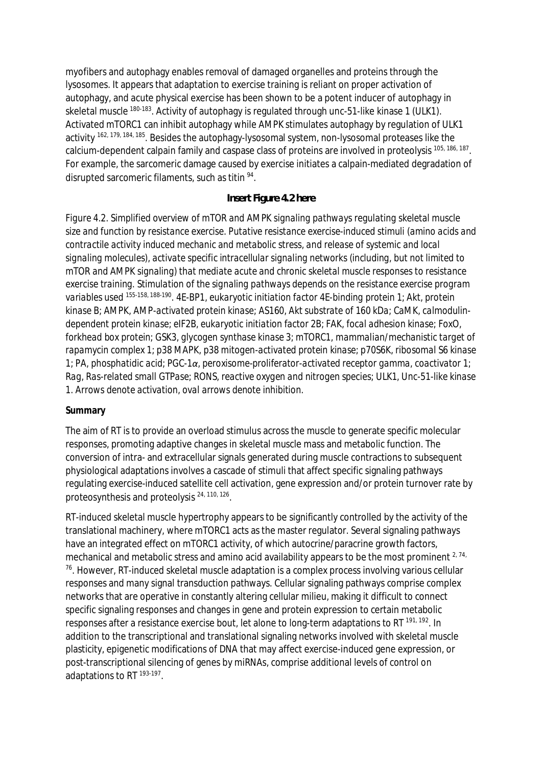myofibers and autophagy enables removal of damaged organelles and proteins through the lysosomes. It appears that adaptation to exercise training is reliant on proper activation of autophagy, and acute physical exercise has been shown to be a potent inducer of autophagy in skeletal muscle [180-183]. Activity of autophagy is regulated through unc-51-like kinase 1 (ULK1). Activated mTORC1 can inhibit autophagy while AMPK stimulates autophagy by regulation of ULK1 activity [162, 179, 184, 185]. Besides the autophagy-lysosomal system, non-lysosomal proteases like the calcium-dependent calpain family and caspase class of proteins are involved in proteolysis [105, 186, 187]. For example, the sarcomeric damage caused by exercise initiates a calpain-mediated degradation of disrupted sarcomeric filaments, such as titin [94].

**Insert Figure 4.2 here**

*Figure 4.2. Simplified overview of mTOR and AMPK signaling pathways regulating skeletal muscle size and function by resistance exercise. Putative resistance exercise-induced stimuli (amino acids and contractile activity induced mechanic and metabolic stress, and release of systemic and local signaling molecules), activate specific intracellular signaling networks (including, but not limited to mTOR and AMPK signaling) that mediate acute and chronic skeletal muscle responses to resistance exercise training. Stimulation of the signaling pathways depends on the resistance exercise program variables used [155-158, 188-190]. 4E-BP1, eukaryotic initiation factor 4E-binding protein 1; Akt, protein kinase B; AMPK, AMP-activated protein kinase; AS160, Akt substrate of 160 kDa; CaMK, calmodulin-dependent protein kinase; eIF2B, eukaryotic initiation factor 2B; FAK, focal adhesion kinase; FoxO, forkhead box protein; GSK3, glycogen synthase kinase 3; mTORC1, mammalian/mechanistic target of rapamycin complex 1; p38 MAPK, p38 mitogen-activated protein kinase; p70S6K, ribosomal S6 kinase 1; PA, phosphatidic acid; PGC-1α, peroxisome-proliferator-activated receptor gamma, coactivator 1; Rag, Ras-related small GTPase; RONS, reactive oxygen and nitrogen species; ULK1, Unc-51-like kinase 1. Arrows denote activation, oval arrows denote inhibition.*

**Summary**

The aim of RT is to provide an overload stimulus across the muscle to generate specific molecular responses, promoting adaptive changes in skeletal muscle mass and metabolic function. The conversion of intra- and extracellular signals generated during muscle contractions to subsequent physiological adaptations involves a cascade of stimuli that affect specific signaling pathways regulating exercise-induced satellite cell activation, gene expression and/or protein turnover rate by proteosynthesis and proteolysis [24, 110, 126].

RT-induced skeletal muscle hypertrophy appears to be significantly controlled by the activity of the translational machinery, where mTORC1 acts as the master regulator. Several signaling pathways have an integrated effect on mTORC1 activity, of which autocrine/paracrine growth factors, mechanical and metabolic stress and amino acid availability appears to be the most prominent [2, 74, 76]. However, RT-induced skeletal muscle adaptation is a complex process involving various cellular responses and many signal transduction pathways. Cellular signaling pathways comprise complex networks that are operative in constantly altering cellular milieu, making it difficult to connect specific signaling responses and changes in gene and protein expression to certain metabolic responses after a resistance exercise bout, let alone to long-term adaptations to RT [191, 192]. In addition to the transcriptional and translational signaling networks involved with skeletal muscle plasticity, epigenetic modifications of DNA that may affect exercise-induced gene expression, or post-transcriptional silencing of genes by miRNAs, comprise additional levels of control on adaptations to RT [193-197].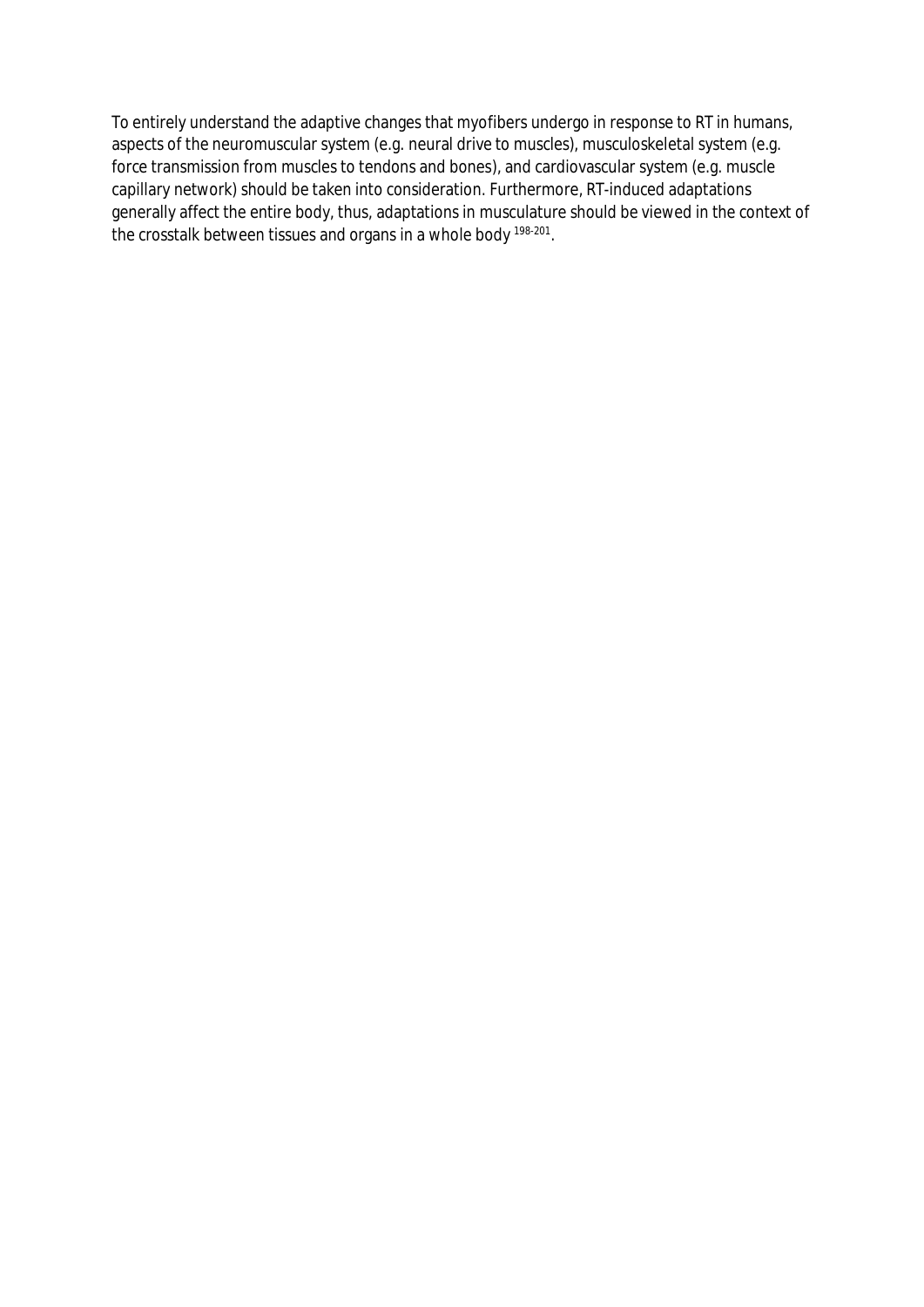To entirely understand the adaptive changes that myofibers undergo in response to RT in humans, aspects of the neuromuscular system (e.g. neural drive to muscles), musculoskeletal system (e.g. force transmission from muscles to tendons and bones), and cardiovascular system (e.g. muscle capillary network) should be taken into consideration. Furthermore, RT-induced adaptations generally affect the entire body, thus, adaptations in musculature should be viewed in the context of the crosstalk between tissues and organs in a whole body [198-201].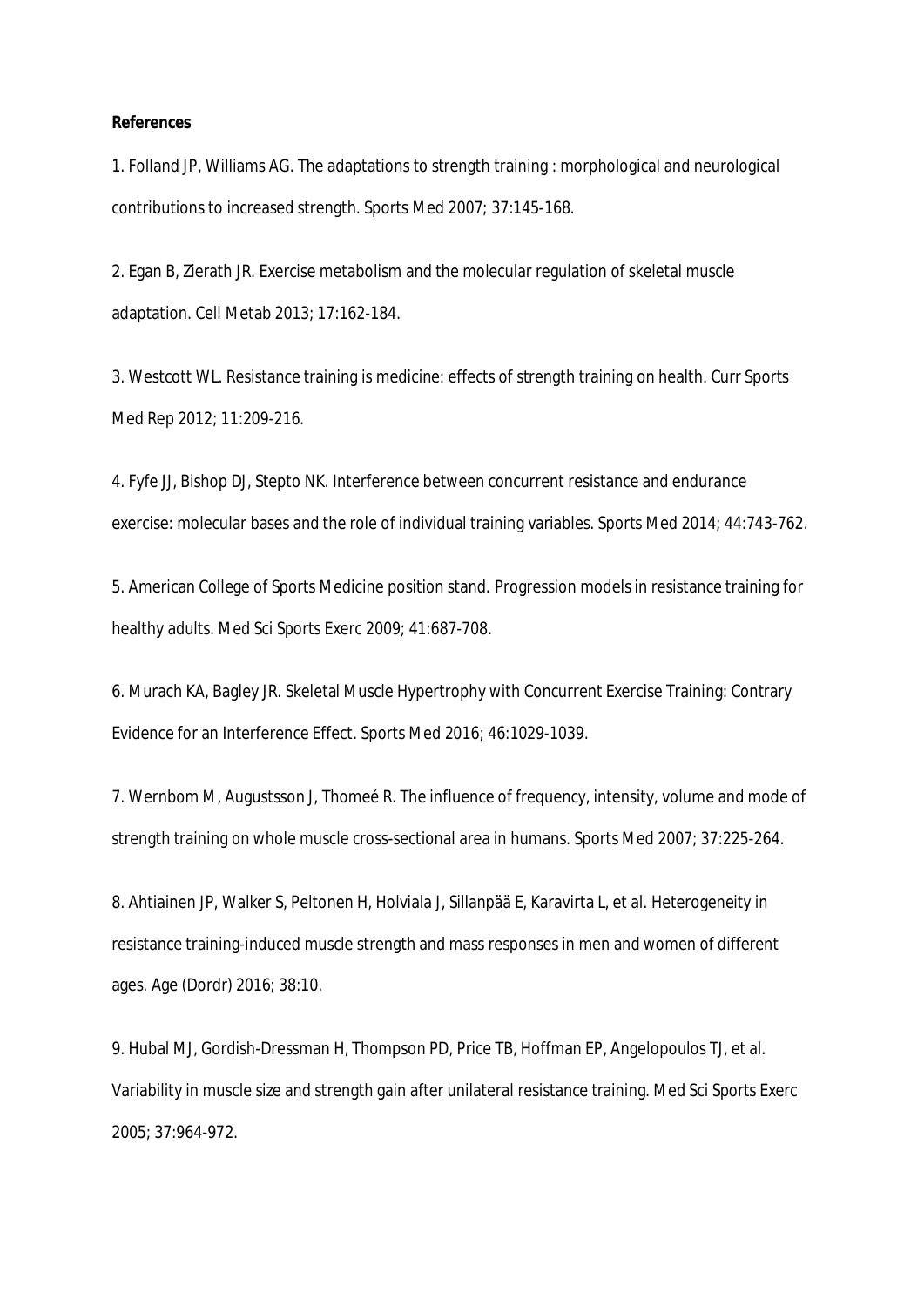**References**

1. Folland JP, Williams AG. The adaptations to strength training : morphological and neurological contributions to increased strength. Sports Med 2007; 37:145-168.

2. Egan B, Zierath JR. Exercise metabolism and the molecular regulation of skeletal muscle adaptation. Cell Metab 2013; 17:162-184.

3. Westcott WL. Resistance training is medicine: effects of strength training on health. Curr Sports Med Rep 2012; 11:209-216.

4. Fyfe JJ, Bishop DJ, Stepto NK. Interference between concurrent resistance and endurance exercise: molecular bases and the role of individual training variables. Sports Med 2014; 44:743-762.

5. American College of Sports Medicine position stand. Progression models in resistance training for healthy adults. Med Sci Sports Exerc 2009; 41:687-708.

6. Murach KA, Bagley JR. Skeletal Muscle Hypertrophy with Concurrent Exercise Training: Contrary Evidence for an Interference Effect. Sports Med 2016; 46:1029-1039.

7. Wernbom M, Augustsson J, Thomeé R. The influence of frequency, intensity, volume and mode of strength training on whole muscle cross-sectional area in humans. Sports Med 2007; 37:225-264.

8. Ahtiainen JP, Walker S, Peltonen H, Holviala J, Sillanpää E, Karavirta L, et al. Heterogeneity in resistance training-induced muscle strength and mass responses in men and women of different ages. Age (Dordr) 2016; 38:10.

9. Hubal MJ, Gordish-Dressman H, Thompson PD, Price TB, Hoffman EP, Angelopoulos TJ, et al. Variability in muscle size and strength gain after unilateral resistance training. Med Sci Sports Exerc 2005; 37:964-972.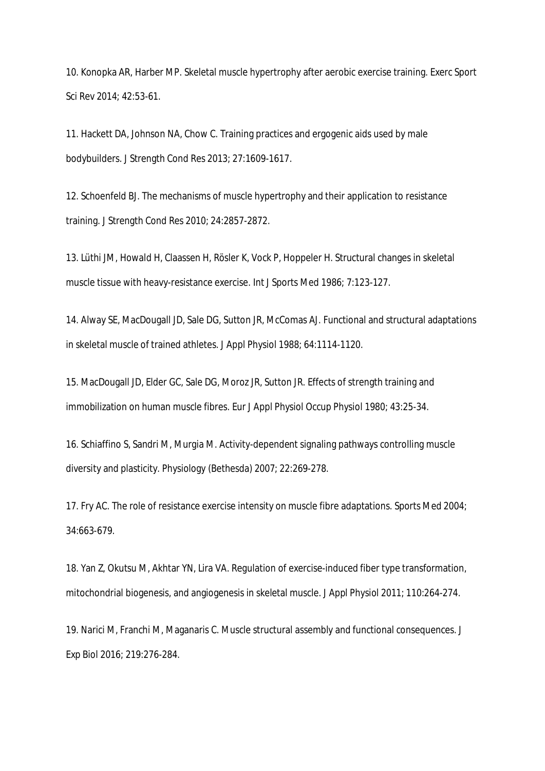10. Konopka AR, Harber MP. Skeletal muscle hypertrophy after aerobic exercise training. Exerc Sport Sci Rev 2014; 42:53-61.

11. Hackett DA, Johnson NA, Chow C. Training practices and ergogenic aids used by male bodybuilders. J Strength Cond Res 2013; 27:1609-1617.

12. Schoenfeld BJ. The mechanisms of muscle hypertrophy and their application to resistance training. J Strength Cond Res 2010; 24:2857-2872.

13. Lüthi JM, Howald H, Claassen H, Rösler K, Vock P, Hoppeler H. Structural changes in skeletal muscle tissue with heavy-resistance exercise. Int J Sports Med 1986; 7:123-127.

14. Alway SE, MacDougall JD, Sale DG, Sutton JR, McComas AJ. Functional and structural adaptations in skeletal muscle of trained athletes. J Appl Physiol 1988; 64:1114-1120.

15. MacDougall JD, Elder GC, Sale DG, Moroz JR, Sutton JR. Effects of strength training and immobilization on human muscle fibres. Eur J Appl Physiol Occup Physiol 1980; 43:25-34.

16. Schiaffino S, Sandri M, Murgia M. Activity-dependent signaling pathways controlling muscle diversity and plasticity. Physiology (Bethesda) 2007; 22:269-278.

17. Fry AC. The role of resistance exercise intensity on muscle fibre adaptations. Sports Med 2004; 34:663-679.

18. Yan Z, Okutsu M, Akhtar YN, Lira VA. Regulation of exercise-induced fiber type transformation, mitochondrial biogenesis, and angiogenesis in skeletal muscle. J Appl Physiol 2011; 110:264-274.

19. Narici M, Franchi M, Maganaris C. Muscle structural assembly and functional consequences. J Exp Biol 2016; 219:276-284.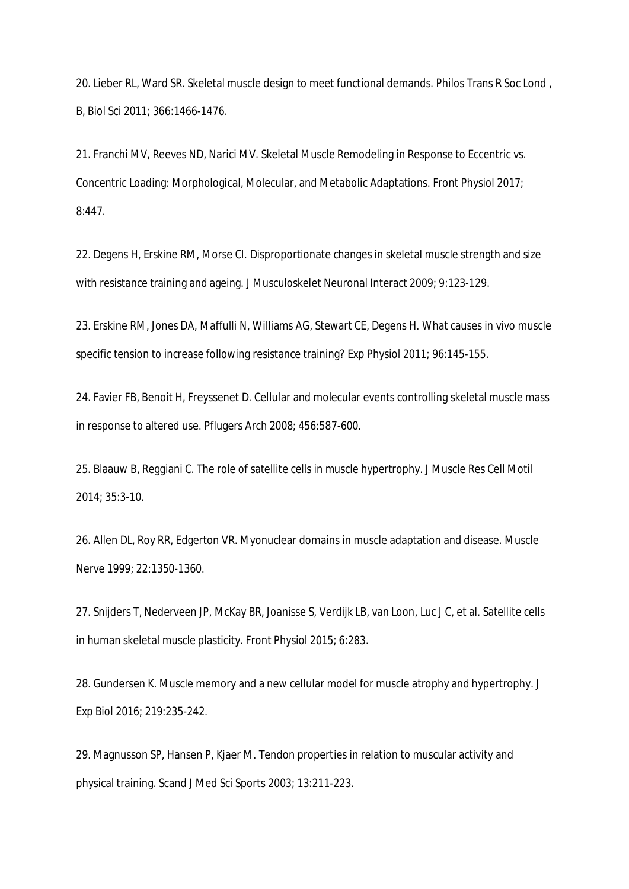20. Lieber RL, Ward SR. Skeletal muscle design to meet functional demands. Philos Trans R Soc Lond , B, Biol Sci 2011; 366:1466-1476.

21. Franchi MV, Reeves ND, Narici MV. Skeletal Muscle Remodeling in Response to Eccentric vs. Concentric Loading: Morphological, Molecular, and Metabolic Adaptations. Front Physiol 2017; 8:447.

22. Degens H, Erskine RM, Morse CI. Disproportionate changes in skeletal muscle strength and size with resistance training and ageing. J Musculoskelet Neuronal Interact 2009; 9:123-129.

23. Erskine RM, Jones DA, Maffulli N, Williams AG, Stewart CE, Degens H. What causes in vivo muscle specific tension to increase following resistance training? Exp Physiol 2011; 96:145-155.

24. Favier FB, Benoit H, Freyssenet D. Cellular and molecular events controlling skeletal muscle mass in response to altered use. Pflugers Arch 2008; 456:587-600.

25. Blaauw B, Reggiani C. The role of satellite cells in muscle hypertrophy. J Muscle Res Cell Motil 2014; 35:3-10.

26. Allen DL, Roy RR, Edgerton VR. Myonuclear domains in muscle adaptation and disease. Muscle Nerve 1999; 22:1350-1360.

27. Snijders T, Nederveen JP, McKay BR, Joanisse S, Verdijk LB, van Loon, Luc J C, et al. Satellite cells in human skeletal muscle plasticity. Front Physiol 2015; 6:283.

28. Gundersen K. Muscle memory and a new cellular model for muscle atrophy and hypertrophy. J Exp Biol 2016; 219:235-242.

29. Magnusson SP, Hansen P, Kjaer M. Tendon properties in relation to muscular activity and physical training. Scand J Med Sci Sports 2003; 13:211-223.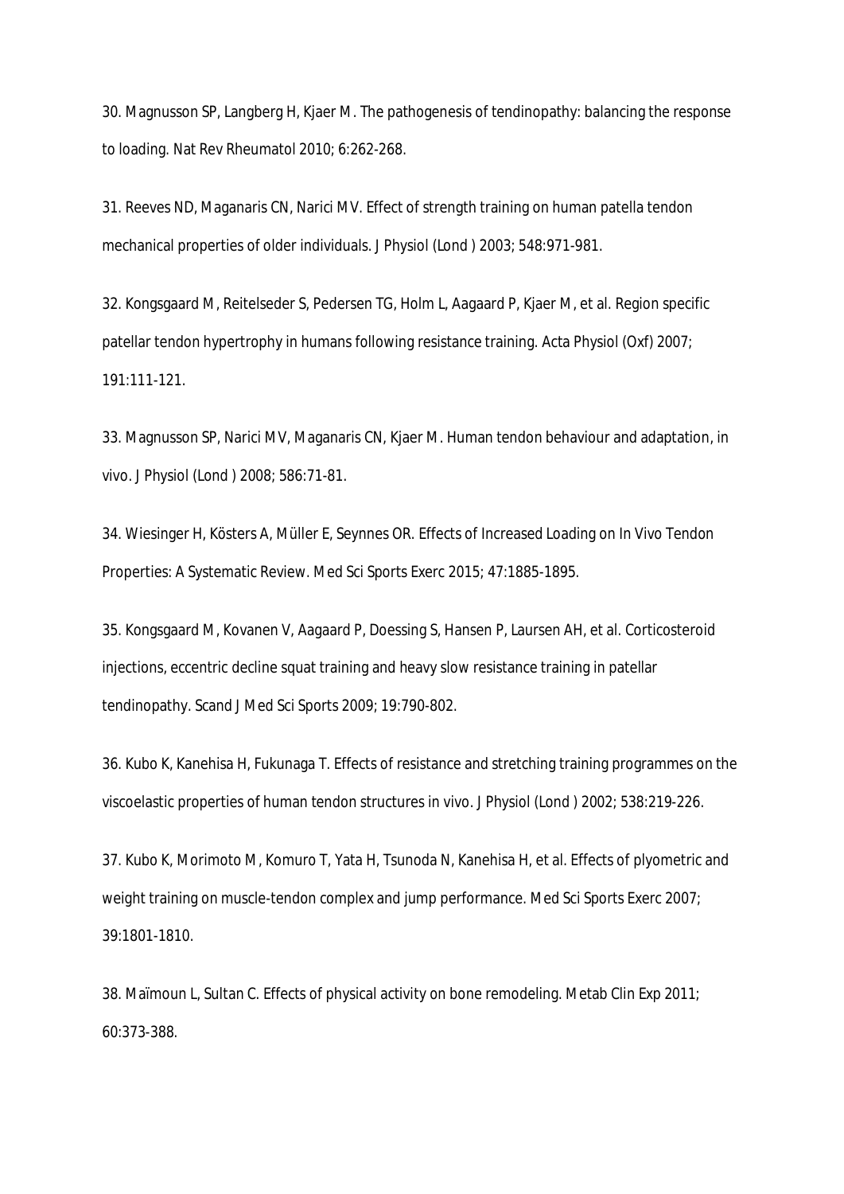30. Magnusson SP, Langberg H, Kjaer M. The pathogenesis of tendinopathy: balancing the response to loading. Nat Rev Rheumatol 2010; 6:262-268.

31. Reeves ND, Maganaris CN, Narici MV. Effect of strength training on human patella tendon mechanical properties of older individuals. J Physiol (Lond ) 2003; 548:971-981.

32. Kongsgaard M, Reitelseder S, Pedersen TG, Holm L, Aagaard P, Kjaer M, et al. Region specific patellar tendon hypertrophy in humans following resistance training. Acta Physiol (Oxf) 2007; 191:111-121.

33. Magnusson SP, Narici MV, Maganaris CN, Kjaer M. Human tendon behaviour and adaptation, in vivo. J Physiol (Lond ) 2008; 586:71-81.

34. Wiesinger H, Kösters A, Müller E, Seynnes OR. Effects of Increased Loading on In Vivo Tendon Properties: A Systematic Review. Med Sci Sports Exerc 2015; 47:1885-1895.

35. Kongsgaard M, Kovanen V, Aagaard P, Doessing S, Hansen P, Laursen AH, et al. Corticosteroid injections, eccentric decline squat training and heavy slow resistance training in patellar tendinopathy. Scand J Med Sci Sports 2009; 19:790-802.

36. Kubo K, Kanehisa H, Fukunaga T. Effects of resistance and stretching training programmes on the viscoelastic properties of human tendon structures in vivo. J Physiol (Lond ) 2002; 538:219-226.

37. Kubo K, Morimoto M, Komuro T, Yata H, Tsunoda N, Kanehisa H, et al. Effects of plyometric and weight training on muscle-tendon complex and jump performance. Med Sci Sports Exerc 2007; 39:1801-1810.

38. Maïmoun L, Sultan C. Effects of physical activity on bone remodeling. Metab Clin Exp 2011; 60:373-388.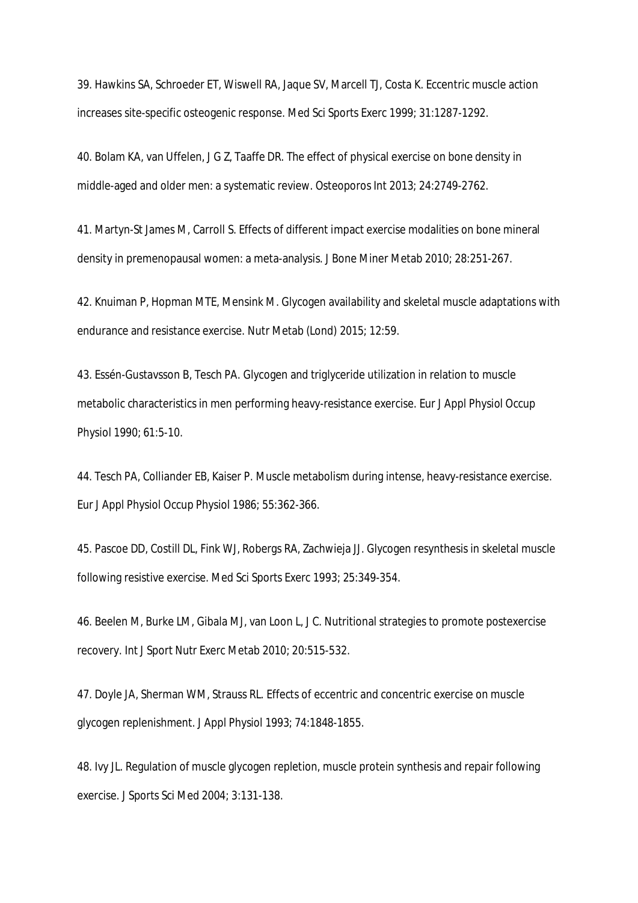39. Hawkins SA, Schroeder ET, Wiswell RA, Jaque SV, Marcell TJ, Costa K. Eccentric muscle action increases site-specific osteogenic response. Med Sci Sports Exerc 1999; 31:1287-1292.

40. Bolam KA, van Uffelen, J G Z, Taaffe DR. The effect of physical exercise on bone density in middle-aged and older men: a systematic review. Osteoporos Int 2013; 24:2749-2762.

41. Martyn-St James M, Carroll S. Effects of different impact exercise modalities on bone mineral density in premenopausal women: a meta-analysis. J Bone Miner Metab 2010; 28:251-267.

42. Knuiman P, Hopman MTE, Mensink M. Glycogen availability and skeletal muscle adaptations with endurance and resistance exercise. Nutr Metab (Lond) 2015; 12:59.

43. Essén-Gustavsson B, Tesch PA. Glycogen and triglyceride utilization in relation to muscle metabolic characteristics in men performing heavy-resistance exercise. Eur J Appl Physiol Occup Physiol 1990; 61:5-10.

44. Tesch PA, Colliander EB, Kaiser P. Muscle metabolism during intense, heavy-resistance exercise. Eur J Appl Physiol Occup Physiol 1986; 55:362-366.

45. Pascoe DD, Costill DL, Fink WJ, Robergs RA, Zachwieja JJ. Glycogen resynthesis in skeletal muscle following resistive exercise. Med Sci Sports Exerc 1993; 25:349-354.

46. Beelen M, Burke LM, Gibala MJ, van Loon L, J C. Nutritional strategies to promote postexercise recovery. Int J Sport Nutr Exerc Metab 2010; 20:515-532.

47. Doyle JA, Sherman WM, Strauss RL. Effects of eccentric and concentric exercise on muscle glycogen replenishment. J Appl Physiol 1993; 74:1848-1855.

48. Ivy JL. Regulation of muscle glycogen repletion, muscle protein synthesis and repair following exercise. J Sports Sci Med 2004; 3:131-138.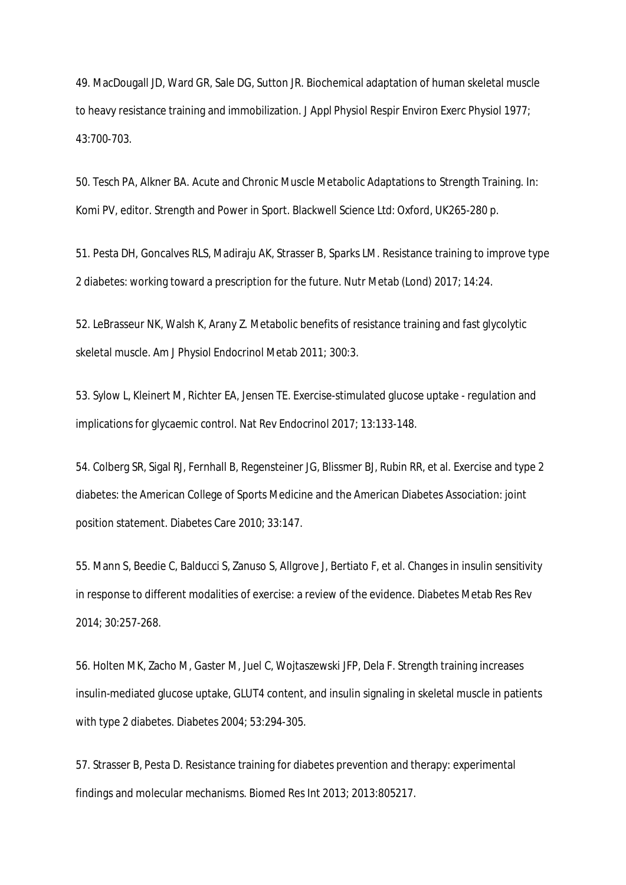49. MacDougall JD, Ward GR, Sale DG, Sutton JR. Biochemical adaptation of human skeletal muscle to heavy resistance training and immobilization. J Appl Physiol Respir Environ Exerc Physiol 1977; 43:700-703.

50. Tesch PA, Alkner BA. Acute and Chronic Muscle Metabolic Adaptations to Strength Training. In: Komi PV, editor. Strength and Power in Sport. Blackwell Science Ltd: Oxford, UK265-280 p.

51. Pesta DH, Goncalves RLS, Madiraju AK, Strasser B, Sparks LM. Resistance training to improve type 2 diabetes: working toward a prescription for the future. Nutr Metab (Lond) 2017; 14:24.

52. LeBrasseur NK, Walsh K, Arany Z. Metabolic benefits of resistance training and fast glycolytic skeletal muscle. Am J Physiol Endocrinol Metab 2011; 300:3.

53. Sylow L, Kleinert M, Richter EA, Jensen TE. Exercise-stimulated glucose uptake - regulation and implications for glycaemic control. Nat Rev Endocrinol 2017; 13:133-148.

54. Colberg SR, Sigal RJ, Fernhall B, Regensteiner JG, Blissmer BJ, Rubin RR, et al. Exercise and type 2 diabetes: the American College of Sports Medicine and the American Diabetes Association: joint position statement. Diabetes Care 2010; 33:147.

55. Mann S, Beedie C, Balducci S, Zanuso S, Allgrove J, Bertiato F, et al. Changes in insulin sensitivity in response to different modalities of exercise: a review of the evidence. Diabetes Metab Res Rev 2014; 30:257-268.

56. Holten MK, Zacho M, Gaster M, Juel C, Wojtaszewski JFP, Dela F. Strength training increases insulin-mediated glucose uptake, GLUT4 content, and insulin signaling in skeletal muscle in patients with type 2 diabetes. Diabetes 2004; 53:294-305.

57. Strasser B, Pesta D. Resistance training for diabetes prevention and therapy: experimental findings and molecular mechanisms. Biomed Res Int 2013; 2013:805217.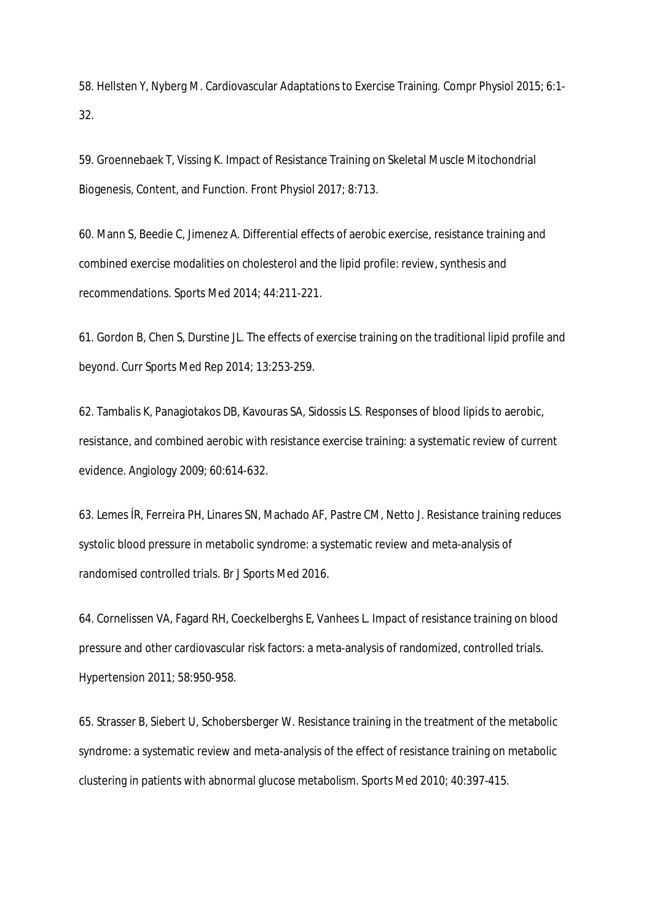58. Hellsten Y, Nyberg M. Cardiovascular Adaptations to Exercise Training. Compr Physiol 2015; 6:1-32.

59. Groennebaek T, Vissing K. Impact of Resistance Training on Skeletal Muscle Mitochondrial Biogenesis, Content, and Function. Front Physiol 2017; 8:713.

60. Mann S, Beedie C, Jimenez A. Differential effects of aerobic exercise, resistance training and combined exercise modalities on cholesterol and the lipid profile: review, synthesis and recommendations. Sports Med 2014; 44:211-221.

61. Gordon B, Chen S, Durstine JL. The effects of exercise training on the traditional lipid profile and beyond. Curr Sports Med Rep 2014; 13:253-259.

62. Tambalis K, Panagiotakos DB, Kavouras SA, Sidossis LS. Responses of blood lipids to aerobic, resistance, and combined aerobic with resistance exercise training: a systematic review of current evidence. Angiology 2009; 60:614-632.

63. Lemes ÍR, Ferreira PH, Linares SN, Machado AF, Pastre CM, Netto J. Resistance training reduces systolic blood pressure in metabolic syndrome: a systematic review and meta-analysis of randomised controlled trials. Br J Sports Med 2016.

64. Cornelissen VA, Fagard RH, Coeckelberghs E, Vanhees L. Impact of resistance training on blood pressure and other cardiovascular risk factors: a meta-analysis of randomized, controlled trials. Hypertension 2011; 58:950-958.

65. Strasser B, Siebert U, Schobersberger W. Resistance training in the treatment of the metabolic syndrome: a systematic review and meta-analysis of the effect of resistance training on metabolic clustering in patients with abnormal glucose metabolism. Sports Med 2010; 40:397-415.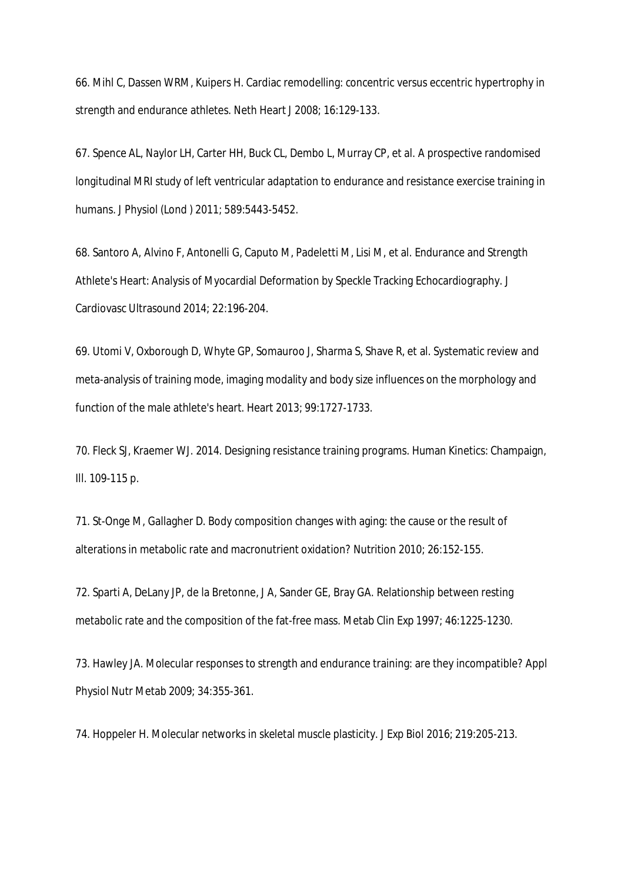66. Mihl C, Dassen WRM, Kuipers H. Cardiac remodelling: concentric versus eccentric hypertrophy in strength and endurance athletes. Neth Heart J 2008; 16:129-133.

67. Spence AL, Naylor LH, Carter HH, Buck CL, Dembo L, Murray CP, et al. A prospective randomised longitudinal MRI study of left ventricular adaptation to endurance and resistance exercise training in humans. J Physiol (Lond ) 2011; 589:5443-5452.

68. Santoro A, Alvino F, Antonelli G, Caputo M, Padeletti M, Lisi M, et al. Endurance and Strength Athlete's Heart: Analysis of Myocardial Deformation by Speckle Tracking Echocardiography. J Cardiovasc Ultrasound 2014; 22:196-204.

69. Utomi V, Oxborough D, Whyte GP, Somauroo J, Sharma S, Shave R, et al. Systematic review and meta-analysis of training mode, imaging modality and body size influences on the morphology and function of the male athlete's heart. Heart 2013; 99:1727-1733.

70. Fleck SJ, Kraemer WJ. 2014. Designing resistance training programs. Human Kinetics: Champaign, Ill. 109-115 p.

71. St-Onge M, Gallagher D. Body composition changes with aging: the cause or the result of alterations in metabolic rate and macronutrient oxidation? Nutrition 2010; 26:152-155.

72. Sparti A, DeLany JP, de la Bretonne, J A, Sander GE, Bray GA. Relationship between resting metabolic rate and the composition of the fat-free mass. Metab Clin Exp 1997; 46:1225-1230.

73. Hawley JA. Molecular responses to strength and endurance training: are they incompatible? Appl Physiol Nutr Metab 2009; 34:355-361.

74. Hoppeler H. Molecular networks in skeletal muscle plasticity. J Exp Biol 2016; 219:205-213.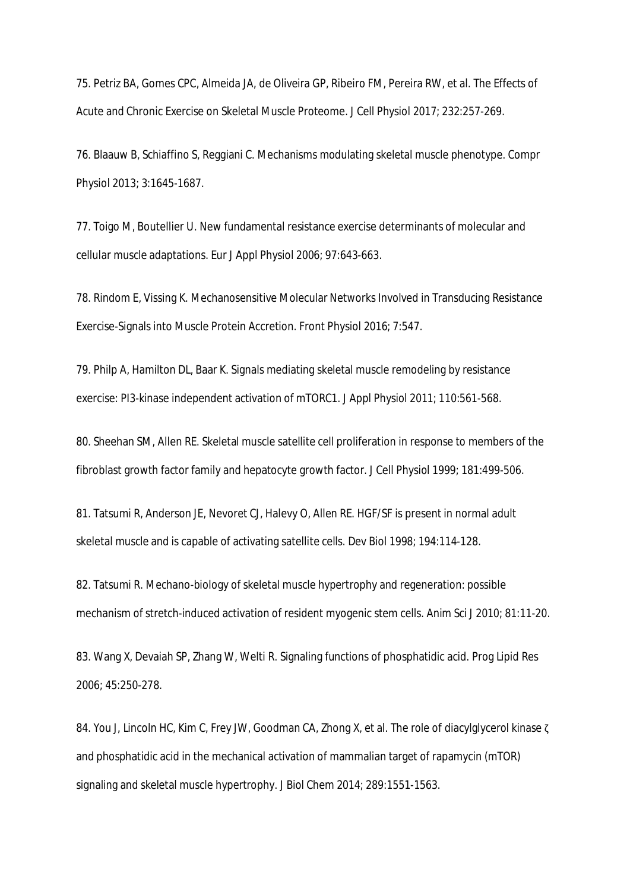75. Petriz BA, Gomes CPC, Almeida JA, de Oliveira GP, Ribeiro FM, Pereira RW, et al. The Effects of Acute and Chronic Exercise on Skeletal Muscle Proteome. J Cell Physiol 2017; 232:257-269.

76. Blaauw B, Schiaffino S, Reggiani C. Mechanisms modulating skeletal muscle phenotype. Compr Physiol 2013; 3:1645-1687.

77. Toigo M, Boutellier U. New fundamental resistance exercise determinants of molecular and cellular muscle adaptations. Eur J Appl Physiol 2006; 97:643-663.

78. Rindom E, Vissing K. Mechanosensitive Molecular Networks Involved in Transducing Resistance Exercise-Signals into Muscle Protein Accretion. Front Physiol 2016; 7:547.

79. Philp A, Hamilton DL, Baar K. Signals mediating skeletal muscle remodeling by resistance exercise: PI3-kinase independent activation of mTORC1. J Appl Physiol 2011; 110:561-568.

80. Sheehan SM, Allen RE. Skeletal muscle satellite cell proliferation in response to members of the fibroblast growth factor family and hepatocyte growth factor. J Cell Physiol 1999; 181:499-506.

81. Tatsumi R, Anderson JE, Nevoret CJ, Halevy O, Allen RE. HGF/SF is present in normal adult skeletal muscle and is capable of activating satellite cells. Dev Biol 1998; 194:114-128.

82. Tatsumi R. Mechano-biology of skeletal muscle hypertrophy and regeneration: possible mechanism of stretch-induced activation of resident myogenic stem cells. Anim Sci J 2010; 81:11-20.

83. Wang X, Devaiah SP, Zhang W, Welti R. Signaling functions of phosphatidic acid. Prog Lipid Res 2006; 45:250-278.

84. You J, Lincoln HC, Kim C, Frey JW, Goodman CA, Zhong X, et al. The role of diacylglycerol kinase ζ and phosphatidic acid in the mechanical activation of mammalian target of rapamycin (mTOR) signaling and skeletal muscle hypertrophy. J Biol Chem 2014; 289:1551-1563.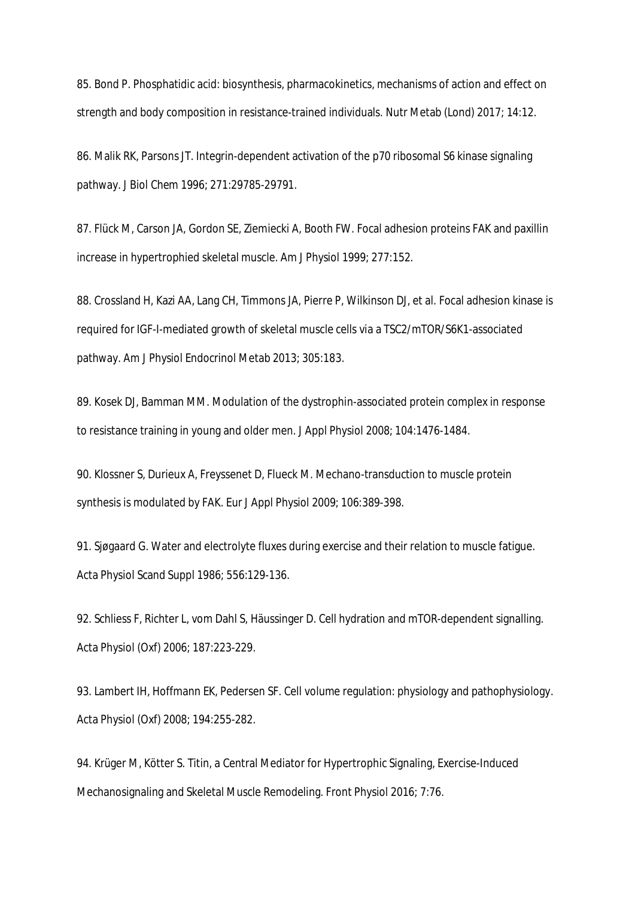85. Bond P. Phosphatidic acid: biosynthesis, pharmacokinetics, mechanisms of action and effect on strength and body composition in resistance-trained individuals. Nutr Metab (Lond) 2017; 14:12.

86. Malik RK, Parsons JT. Integrin-dependent activation of the p70 ribosomal S6 kinase signaling pathway. J Biol Chem 1996; 271:29785-29791.

87. Flück M, Carson JA, Gordon SE, Ziemiecki A, Booth FW. Focal adhesion proteins FAK and paxillin increase in hypertrophied skeletal muscle. Am J Physiol 1999; 277:152.

88. Crossland H, Kazi AA, Lang CH, Timmons JA, Pierre P, Wilkinson DJ, et al. Focal adhesion kinase is required for IGF-I-mediated growth of skeletal muscle cells via a TSC2/mTOR/S6K1-associated pathway. Am J Physiol Endocrinol Metab 2013; 305:183.

89. Kosek DJ, Bamman MM. Modulation of the dystrophin-associated protein complex in response to resistance training in young and older men. J Appl Physiol 2008; 104:1476-1484.

90. Klossner S, Durieux A, Freyssenet D, Flueck M. Mechano-transduction to muscle protein synthesis is modulated by FAK. Eur J Appl Physiol 2009; 106:389-398.

91. Sjøgaard G. Water and electrolyte fluxes during exercise and their relation to muscle fatigue. Acta Physiol Scand Suppl 1986; 556:129-136.

92. Schliess F, Richter L, vom Dahl S, Häussinger D. Cell hydration and mTOR-dependent signalling. Acta Physiol (Oxf) 2006; 187:223-229.

93. Lambert IH, Hoffmann EK, Pedersen SF. Cell volume regulation: physiology and pathophysiology. Acta Physiol (Oxf) 2008; 194:255-282.

94. Krüger M, Kötter S. Titin, a Central Mediator for Hypertrophic Signaling, Exercise-Induced Mechanosignaling and Skeletal Muscle Remodeling. Front Physiol 2016; 7:76.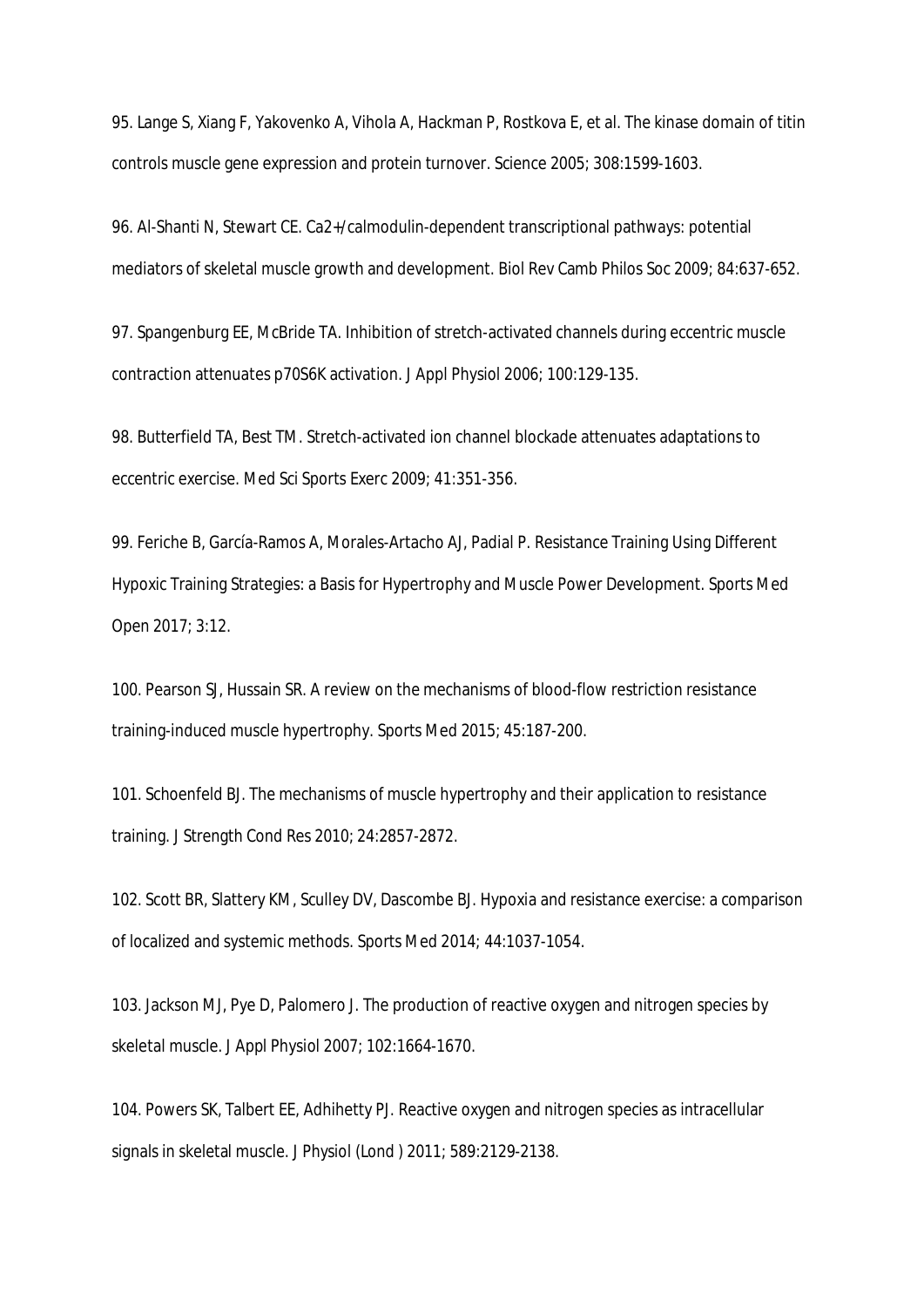95. Lange S, Xiang F, Yakovenko A, Vihola A, Hackman P, Rostkova E, et al. The kinase domain of titin controls muscle gene expression and protein turnover. Science 2005; 308:1599-1603.

96. Al-Shanti N, Stewart CE. Ca2+/calmodulin-dependent transcriptional pathways: potential mediators of skeletal muscle growth and development. Biol Rev Camb Philos Soc 2009; 84:637-652.

97. Spangenburg EE, McBride TA. Inhibition of stretch-activated channels during eccentric muscle contraction attenuates p70S6K activation. J Appl Physiol 2006; 100:129-135.

98. Butterfield TA, Best TM. Stretch-activated ion channel blockade attenuates adaptations to eccentric exercise. Med Sci Sports Exerc 2009; 41:351-356.

99. Feriche B, García-Ramos A, Morales-Artacho AJ, Padial P. Resistance Training Using Different Hypoxic Training Strategies: a Basis for Hypertrophy and Muscle Power Development. Sports Med Open 2017; 3:12.

100. Pearson SJ, Hussain SR. A review on the mechanisms of blood-flow restriction resistance training-induced muscle hypertrophy. Sports Med 2015; 45:187-200.

101. Schoenfeld BJ. The mechanisms of muscle hypertrophy and their application to resistance training. J Strength Cond Res 2010; 24:2857-2872.

102. Scott BR, Slattery KM, Sculley DV, Dascombe BJ. Hypoxia and resistance exercise: a comparison of localized and systemic methods. Sports Med 2014; 44:1037-1054.

103. Jackson MJ, Pye D, Palomero J. The production of reactive oxygen and nitrogen species by skeletal muscle. J Appl Physiol 2007; 102:1664-1670.

104. Powers SK, Talbert EE, Adhihetty PJ. Reactive oxygen and nitrogen species as intracellular signals in skeletal muscle. J Physiol (Lond ) 2011; 589:2129-2138.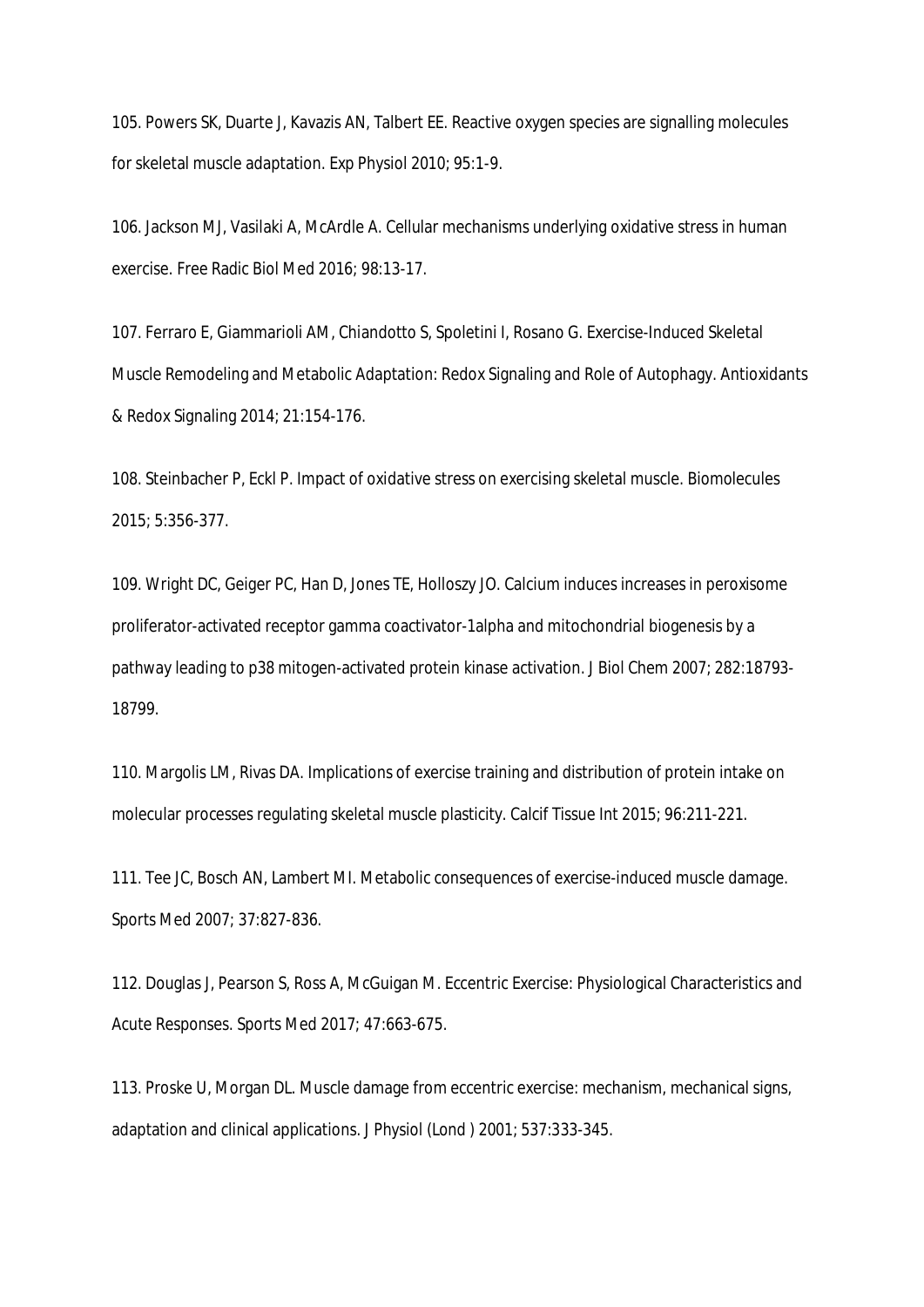105. Powers SK, Duarte J, Kavazis AN, Talbert EE. Reactive oxygen species are signalling molecules for skeletal muscle adaptation. Exp Physiol 2010; 95:1-9.

106. Jackson MJ, Vasilaki A, McArdle A. Cellular mechanisms underlying oxidative stress in human exercise. Free Radic Biol Med 2016; 98:13-17.

107. Ferraro E, Giammarioli AM, Chiandotto S, Spoletini I, Rosano G. Exercise-Induced Skeletal Muscle Remodeling and Metabolic Adaptation: Redox Signaling and Role of Autophagy. Antioxidants & Redox Signaling 2014; 21:154-176.

108. Steinbacher P, Eckl P. Impact of oxidative stress on exercising skeletal muscle. Biomolecules 2015; 5:356-377.

109. Wright DC, Geiger PC, Han D, Jones TE, Holloszy JO. Calcium induces increases in peroxisome proliferator-activated receptor gamma coactivator-1alpha and mitochondrial biogenesis by a pathway leading to p38 mitogen-activated protein kinase activation. J Biol Chem 2007; 282:18793-18799.

110. Margolis LM, Rivas DA. Implications of exercise training and distribution of protein intake on molecular processes regulating skeletal muscle plasticity. Calcif Tissue Int 2015; 96:211-221.

111. Tee JC, Bosch AN, Lambert MI. Metabolic consequences of exercise-induced muscle damage. Sports Med 2007; 37:827-836.

112. Douglas J, Pearson S, Ross A, McGuigan M. Eccentric Exercise: Physiological Characteristics and Acute Responses. Sports Med 2017; 47:663-675.

113. Proske U, Morgan DL. Muscle damage from eccentric exercise: mechanism, mechanical signs, adaptation and clinical applications. J Physiol (Lond ) 2001; 537:333-345.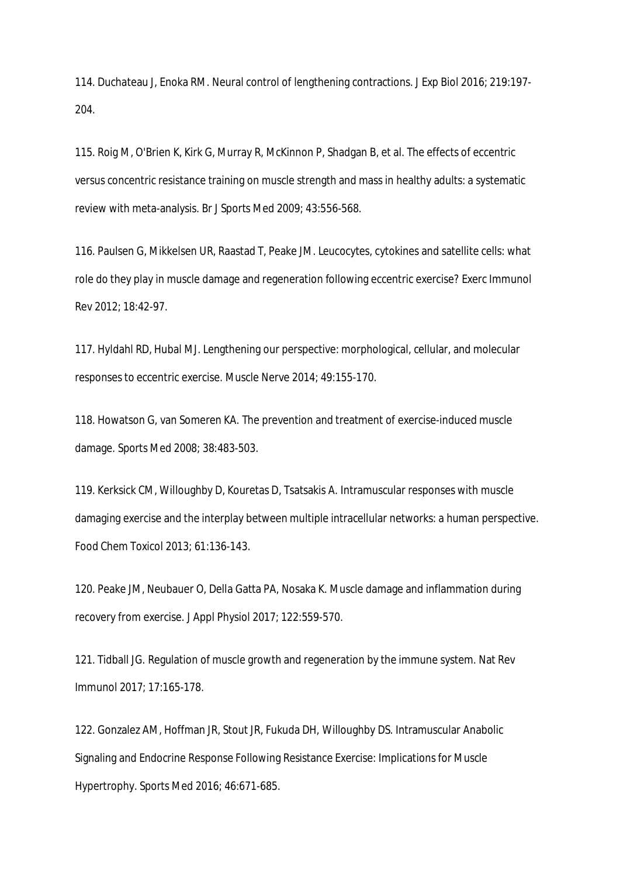114. Duchateau J, Enoka RM. Neural control of lengthening contractions. J Exp Biol 2016; 219:197-204.

115. Roig M, O'Brien K, Kirk G, Murray R, McKinnon P, Shadgan B, et al. The effects of eccentric versus concentric resistance training on muscle strength and mass in healthy adults: a systematic review with meta-analysis. Br J Sports Med 2009; 43:556-568.

116. Paulsen G, Mikkelsen UR, Raastad T, Peake JM. Leucocytes, cytokines and satellite cells: what role do they play in muscle damage and regeneration following eccentric exercise? Exerc Immunol Rev 2012; 18:42-97.

117. Hyldahl RD, Hubal MJ. Lengthening our perspective: morphological, cellular, and molecular responses to eccentric exercise. Muscle Nerve 2014; 49:155-170.

118. Howatson G, van Someren KA. The prevention and treatment of exercise-induced muscle damage. Sports Med 2008; 38:483-503.

119. Kerksick CM, Willoughby D, Kouretas D, Tsatsakis A. Intramuscular responses with muscle damaging exercise and the interplay between multiple intracellular networks: a human perspective. Food Chem Toxicol 2013; 61:136-143.

120. Peake JM, Neubauer O, Della Gatta PA, Nosaka K. Muscle damage and inflammation during recovery from exercise. J Appl Physiol 2017; 122:559-570.

121. Tidball JG. Regulation of muscle growth and regeneration by the immune system. Nat Rev Immunol 2017; 17:165-178.

122. Gonzalez AM, Hoffman JR, Stout JR, Fukuda DH, Willoughby DS. Intramuscular Anabolic Signaling and Endocrine Response Following Resistance Exercise: Implications for Muscle Hypertrophy. Sports Med 2016; 46:671-685.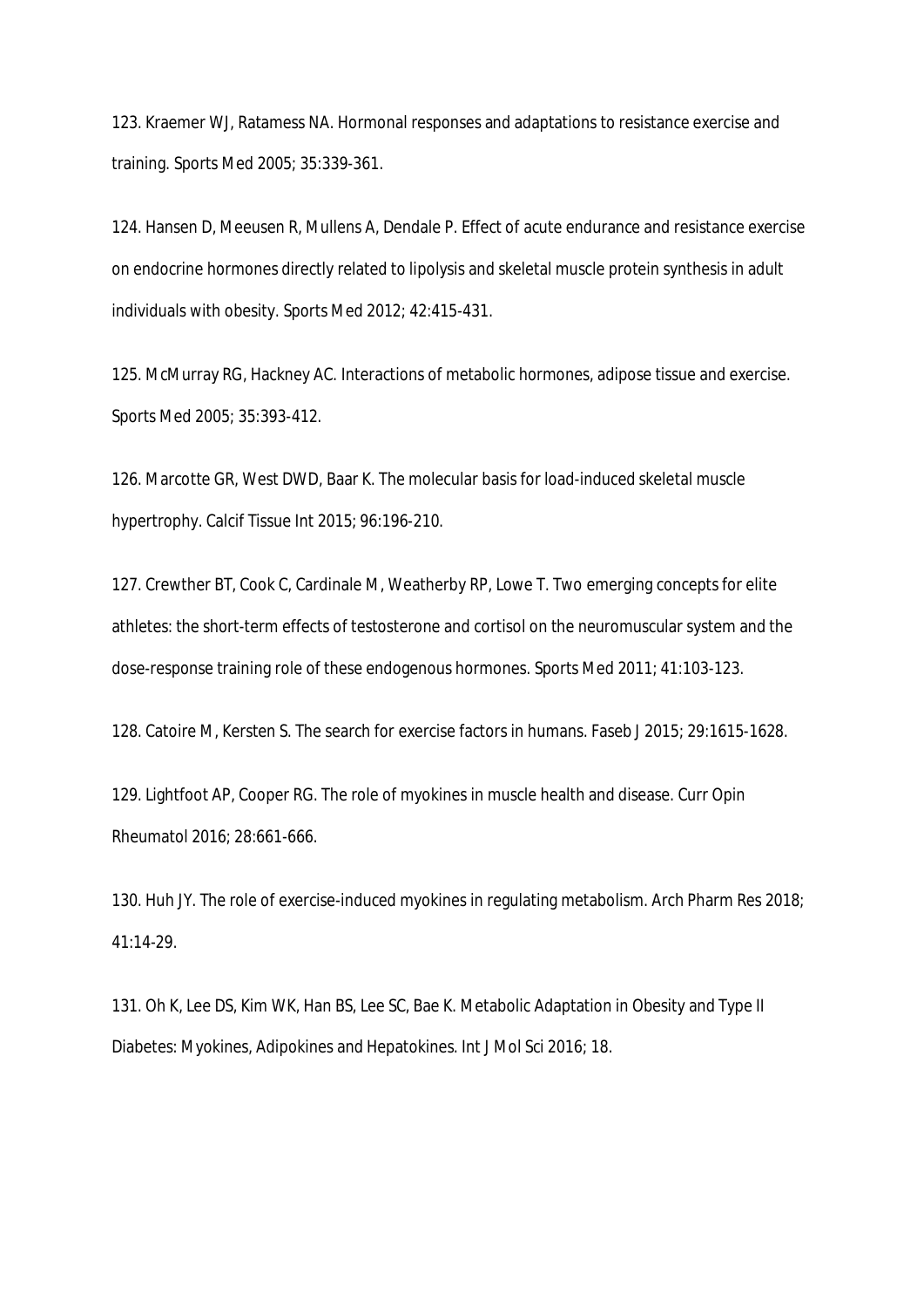123. Kraemer WJ, Ratamess NA. Hormonal responses and adaptations to resistance exercise and training. Sports Med 2005; 35:339-361.

124. Hansen D, Meeusen R, Mullens A, Dendale P. Effect of acute endurance and resistance exercise on endocrine hormones directly related to lipolysis and skeletal muscle protein synthesis in adult individuals with obesity. Sports Med 2012; 42:415-431.

125. McMurray RG, Hackney AC. Interactions of metabolic hormones, adipose tissue and exercise. Sports Med 2005; 35:393-412.

126. Marcotte GR, West DWD, Baar K. The molecular basis for load-induced skeletal muscle hypertrophy. Calcif Tissue Int 2015; 96:196-210.

127. Crewther BT, Cook C, Cardinale M, Weatherby RP, Lowe T. Two emerging concepts for elite athletes: the short-term effects of testosterone and cortisol on the neuromuscular system and the dose-response training role of these endogenous hormones. Sports Med 2011; 41:103-123.

128. Catoire M, Kersten S. The search for exercise factors in humans. Faseb J 2015; 29:1615-1628.

129. Lightfoot AP, Cooper RG. The role of myokines in muscle health and disease. Curr Opin Rheumatol 2016; 28:661-666.

130. Huh JY. The role of exercise-induced myokines in regulating metabolism. Arch Pharm Res 2018; 41:14-29.

131. Oh K, Lee DS, Kim WK, Han BS, Lee SC, Bae K. Metabolic Adaptation in Obesity and Type II Diabetes: Myokines, Adipokines and Hepatokines. Int J Mol Sci 2016; 18.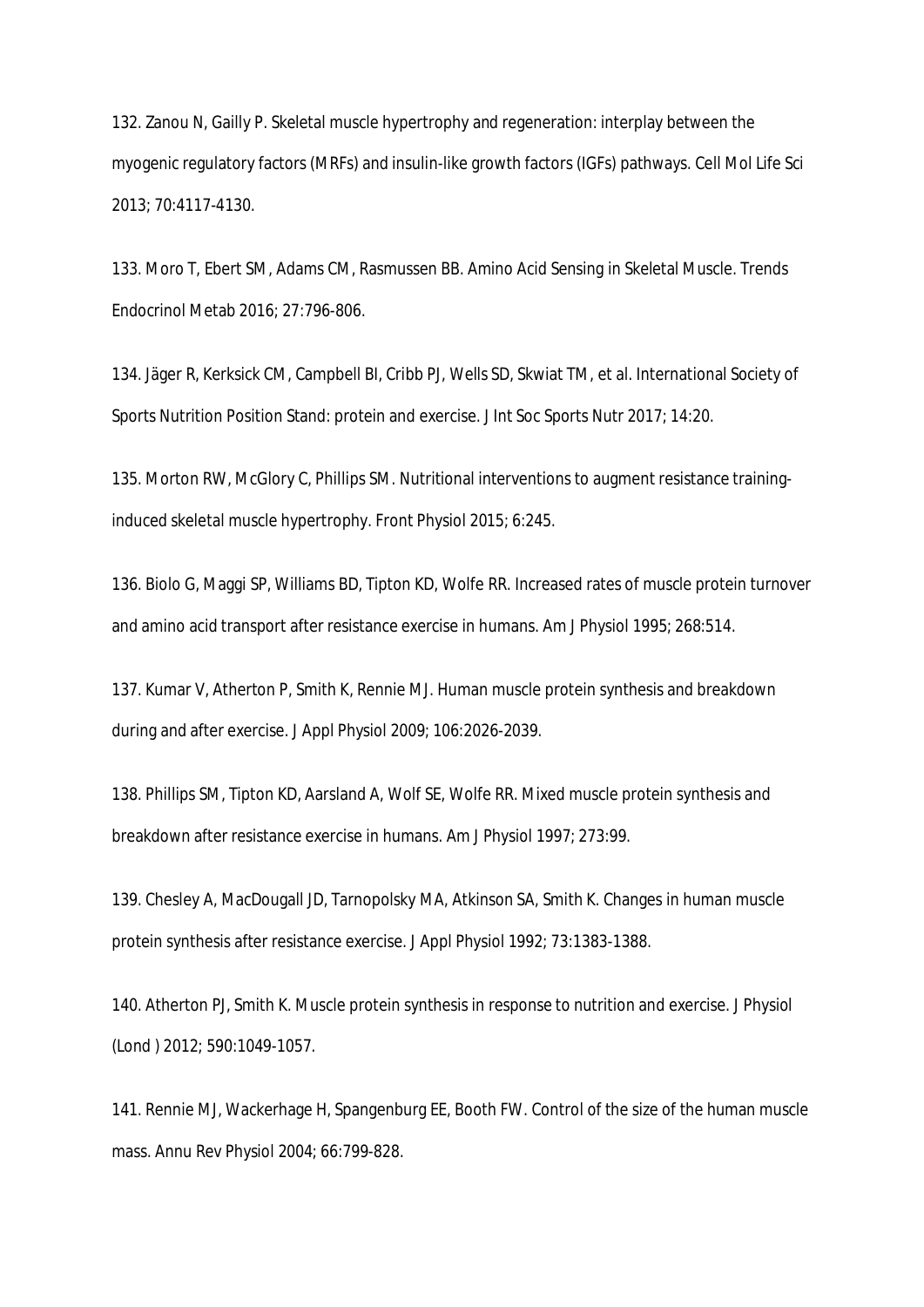132. Zanou N, Gailly P. Skeletal muscle hypertrophy and regeneration: interplay between the myogenic regulatory factors (MRFs) and insulin-like growth factors (IGFs) pathways. Cell Mol Life Sci 2013; 70:4117-4130.

133. Moro T, Ebert SM, Adams CM, Rasmussen BB. Amino Acid Sensing in Skeletal Muscle. Trends Endocrinol Metab 2016; 27:796-806.

134. Jäger R, Kerksick CM, Campbell BI, Cribb PJ, Wells SD, Skwiat TM, et al. International Society of Sports Nutrition Position Stand: protein and exercise. J Int Soc Sports Nutr 2017; 14:20.

135. Morton RW, McGlory C, Phillips SM. Nutritional interventions to augment resistance training-induced skeletal muscle hypertrophy. Front Physiol 2015; 6:245.

136. Biolo G, Maggi SP, Williams BD, Tipton KD, Wolfe RR. Increased rates of muscle protein turnover and amino acid transport after resistance exercise in humans. Am J Physiol 1995; 268:514.

137. Kumar V, Atherton P, Smith K, Rennie MJ. Human muscle protein synthesis and breakdown during and after exercise. J Appl Physiol 2009; 106:2026-2039.

138. Phillips SM, Tipton KD, Aarsland A, Wolf SE, Wolfe RR. Mixed muscle protein synthesis and breakdown after resistance exercise in humans. Am J Physiol 1997; 273:99.

139. Chesley A, MacDougall JD, Tarnopolsky MA, Atkinson SA, Smith K. Changes in human muscle protein synthesis after resistance exercise. J Appl Physiol 1992; 73:1383-1388.

140. Atherton PJ, Smith K. Muscle protein synthesis in response to nutrition and exercise. J Physiol (Lond ) 2012; 590:1049-1057.

141. Rennie MJ, Wackerhage H, Spangenburg EE, Booth FW. Control of the size of the human muscle mass. Annu Rev Physiol 2004; 66:799-828.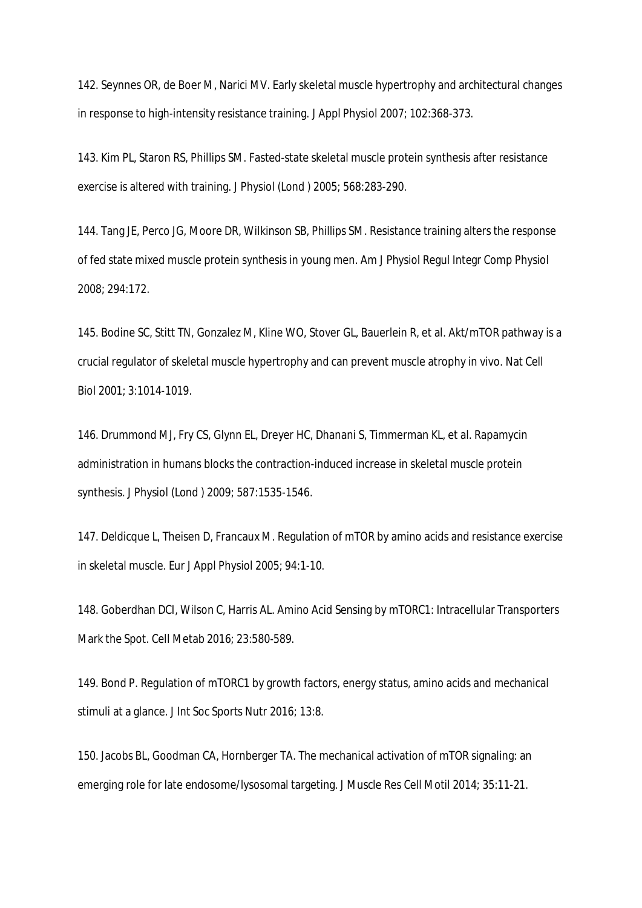142. Seynnes OR, de Boer M, Narici MV. Early skeletal muscle hypertrophy and architectural changes in response to high-intensity resistance training. J Appl Physiol 2007; 102:368-373.

143. Kim PL, Staron RS, Phillips SM. Fasted-state skeletal muscle protein synthesis after resistance exercise is altered with training. J Physiol (Lond ) 2005; 568:283-290.

144. Tang JE, Perco JG, Moore DR, Wilkinson SB, Phillips SM. Resistance training alters the response of fed state mixed muscle protein synthesis in young men. Am J Physiol Regul Integr Comp Physiol 2008; 294:172.

145. Bodine SC, Stitt TN, Gonzalez M, Kline WO, Stover GL, Bauerlein R, et al. Akt/mTOR pathway is a crucial regulator of skeletal muscle hypertrophy and can prevent muscle atrophy in vivo. Nat Cell Biol 2001; 3:1014-1019.

146. Drummond MJ, Fry CS, Glynn EL, Dreyer HC, Dhanani S, Timmerman KL, et al. Rapamycin administration in humans blocks the contraction-induced increase in skeletal muscle protein synthesis. J Physiol (Lond ) 2009; 587:1535-1546.

147. Deldicque L, Theisen D, Francaux M. Regulation of mTOR by amino acids and resistance exercise in skeletal muscle. Eur J Appl Physiol 2005; 94:1-10.

148. Goberdhan DCI, Wilson C, Harris AL. Amino Acid Sensing by mTORC1: Intracellular Transporters Mark the Spot. Cell Metab 2016; 23:580-589.

149. Bond P. Regulation of mTORC1 by growth factors, energy status, amino acids and mechanical stimuli at a glance. J Int Soc Sports Nutr 2016; 13:8.

150. Jacobs BL, Goodman CA, Hornberger TA. The mechanical activation of mTOR signaling: an emerging role for late endosome/lysosomal targeting. J Muscle Res Cell Motil 2014; 35:11-21.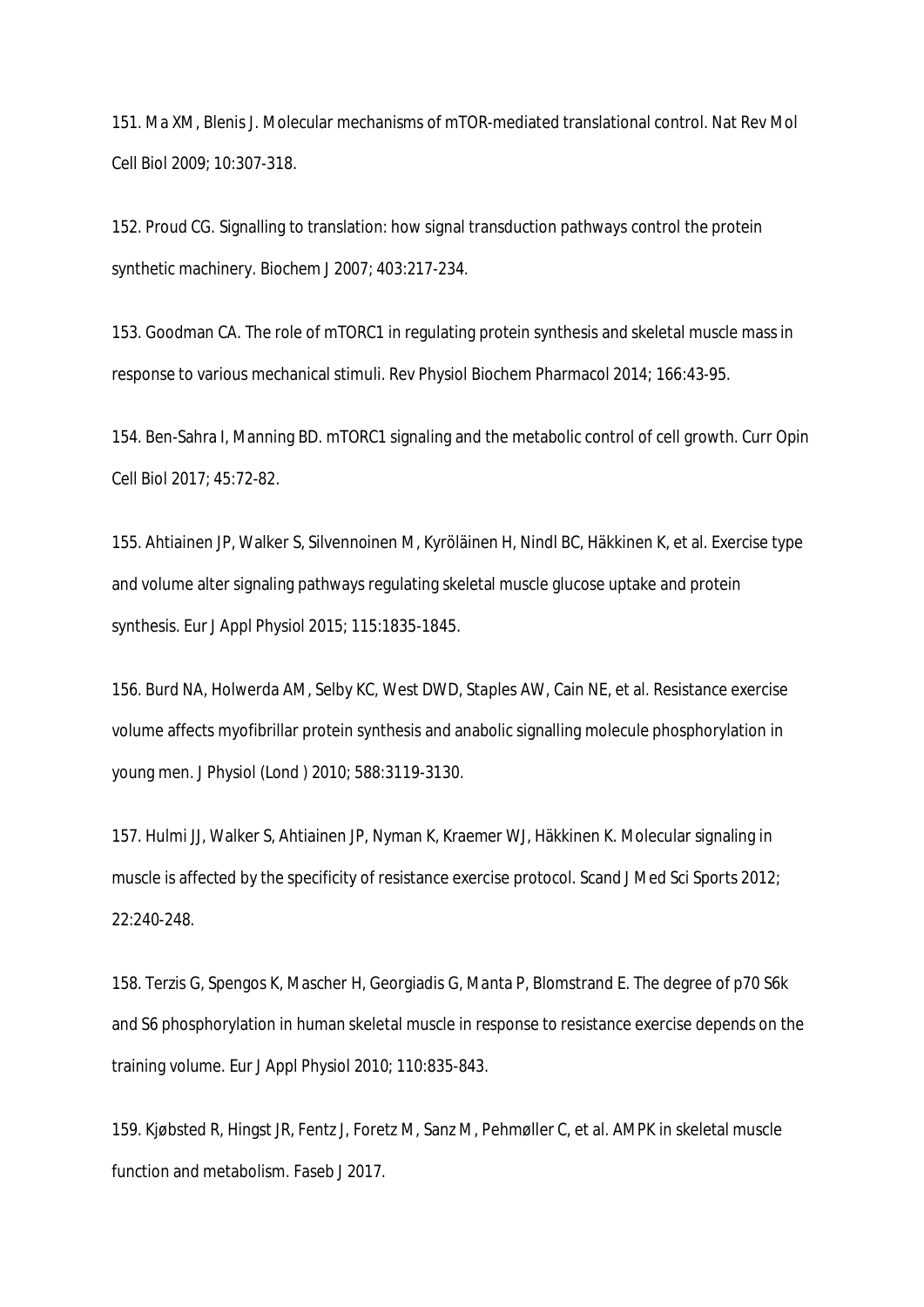151. Ma XM, Blenis J. Molecular mechanisms of mTOR-mediated translational control. Nat Rev Mol Cell Biol 2009; 10:307-318.

152. Proud CG. Signalling to translation: how signal transduction pathways control the protein synthetic machinery. Biochem J 2007; 403:217-234.

153. Goodman CA. The role of mTORC1 in regulating protein synthesis and skeletal muscle mass in response to various mechanical stimuli. Rev Physiol Biochem Pharmacol 2014; 166:43-95.

154. Ben-Sahra I, Manning BD. mTORC1 signaling and the metabolic control of cell growth. Curr Opin Cell Biol 2017; 45:72-82.

155. Ahtiainen JP, Walker S, Silvennoinen M, Kyröläinen H, Nindl BC, Häkkinen K, et al. Exercise type and volume alter signaling pathways regulating skeletal muscle glucose uptake and protein synthesis. Eur J Appl Physiol 2015; 115:1835-1845.

156. Burd NA, Holwerda AM, Selby KC, West DWD, Staples AW, Cain NE, et al. Resistance exercise volume affects myofibrillar protein synthesis and anabolic signalling molecule phosphorylation in young men. J Physiol (Lond ) 2010; 588:3119-3130.

157. Hulmi JJ, Walker S, Ahtiainen JP, Nyman K, Kraemer WJ, Häkkinen K. Molecular signaling in muscle is affected by the specificity of resistance exercise protocol. Scand J Med Sci Sports 2012; 22:240-248.

158. Terzis G, Spengos K, Mascher H, Georgiadis G, Manta P, Blomstrand E. The degree of p70 S6k and S6 phosphorylation in human skeletal muscle in response to resistance exercise depends on the training volume. Eur J Appl Physiol 2010; 110:835-843.

159. Kjøbsted R, Hingst JR, Fentz J, Foretz M, Sanz M, Pehmøller C, et al. AMPK in skeletal muscle function and metabolism. Faseb J 2017.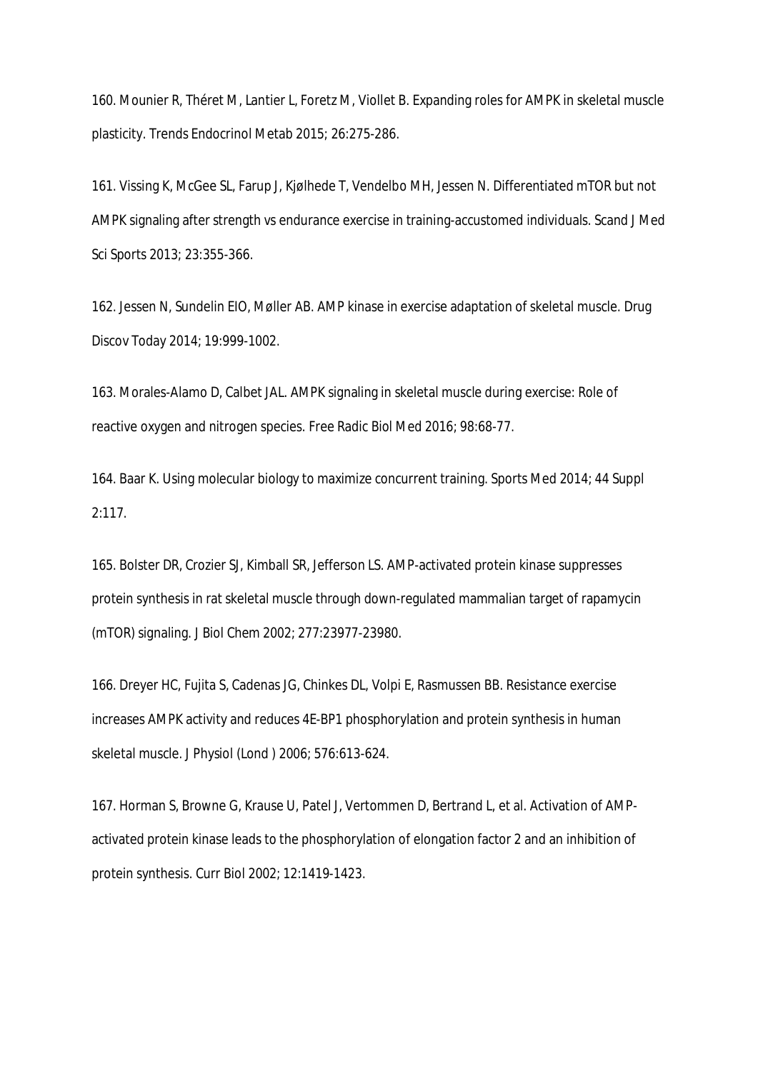160. Mounier R, Théret M, Lantier L, Foretz M, Viollet B. Expanding roles for AMPK in skeletal muscle plasticity. Trends Endocrinol Metab 2015; 26:275-286.

161. Vissing K, McGee SL, Farup J, Kjølhede T, Vendelbo MH, Jessen N. Differentiated mTOR but not AMPK signaling after strength vs endurance exercise in training-accustomed individuals. Scand J Med Sci Sports 2013; 23:355-366.

162. Jessen N, Sundelin EIO, Møller AB. AMP kinase in exercise adaptation of skeletal muscle. Drug Discov Today 2014; 19:999-1002.

163. Morales-Alamo D, Calbet JAL. AMPK signaling in skeletal muscle during exercise: Role of reactive oxygen and nitrogen species. Free Radic Biol Med 2016; 98:68-77.

164. Baar K. Using molecular biology to maximize concurrent training. Sports Med 2014; 44 Suppl 2:117.

165. Bolster DR, Crozier SJ, Kimball SR, Jefferson LS. AMP-activated protein kinase suppresses protein synthesis in rat skeletal muscle through down-regulated mammalian target of rapamycin (mTOR) signaling. J Biol Chem 2002; 277:23977-23980.

166. Dreyer HC, Fujita S, Cadenas JG, Chinkes DL, Volpi E, Rasmussen BB. Resistance exercise increases AMPK activity and reduces 4E-BP1 phosphorylation and protein synthesis in human skeletal muscle. J Physiol (Lond ) 2006; 576:613-624.

167. Horman S, Browne G, Krause U, Patel J, Vertommen D, Bertrand L, et al. Activation of AMP-activated protein kinase leads to the phosphorylation of elongation factor 2 and an inhibition of protein synthesis. Curr Biol 2002; 12:1419-1423.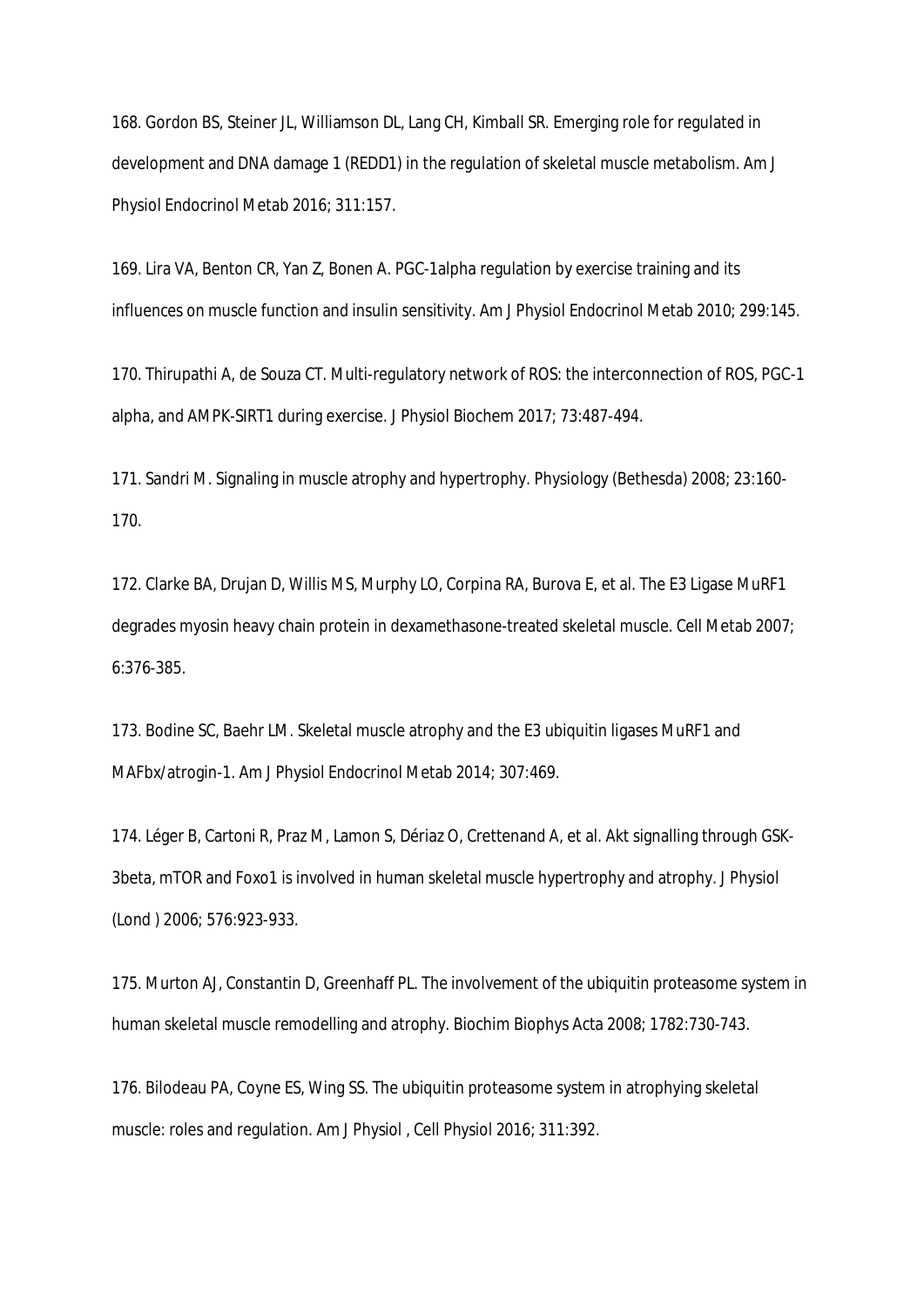168. Gordon BS, Steiner JL, Williamson DL, Lang CH, Kimball SR. Emerging role for regulated in development and DNA damage 1 (REDD1) in the regulation of skeletal muscle metabolism. Am J Physiol Endocrinol Metab 2016; 311:157.

169. Lira VA, Benton CR, Yan Z, Bonen A. PGC-1alpha regulation by exercise training and its influences on muscle function and insulin sensitivity. Am J Physiol Endocrinol Metab 2010; 299:145.

170. Thirupathi A, de Souza CT. Multi-regulatory network of ROS: the interconnection of ROS, PGC-1 alpha, and AMPK-SIRT1 during exercise. J Physiol Biochem 2017; 73:487-494.

171. Sandri M. Signaling in muscle atrophy and hypertrophy. Physiology (Bethesda) 2008; 23:160-170.

172. Clarke BA, Drujan D, Willis MS, Murphy LO, Corpina RA, Burova E, et al. The E3 Ligase MuRF1 degrades myosin heavy chain protein in dexamethasone-treated skeletal muscle. Cell Metab 2007; 6:376-385.

173. Bodine SC, Baehr LM. Skeletal muscle atrophy and the E3 ubiquitin ligases MuRF1 and MAFbx/atrogin-1. Am J Physiol Endocrinol Metab 2014; 307:469.

174. Léger B, Cartoni R, Praz M, Lamon S, Dériaz O, Crettenand A, et al. Akt signalling through GSK-3beta, mTOR and Foxo1 is involved in human skeletal muscle hypertrophy and atrophy. J Physiol (Lond ) 2006; 576:923-933.

175. Murton AJ, Constantin D, Greenhaff PL. The involvement of the ubiquitin proteasome system in human skeletal muscle remodelling and atrophy. Biochim Biophys Acta 2008; 1782:730-743.

176. Bilodeau PA, Coyne ES, Wing SS. The ubiquitin proteasome system in atrophying skeletal muscle: roles and regulation. Am J Physiol , Cell Physiol 2016; 311:392.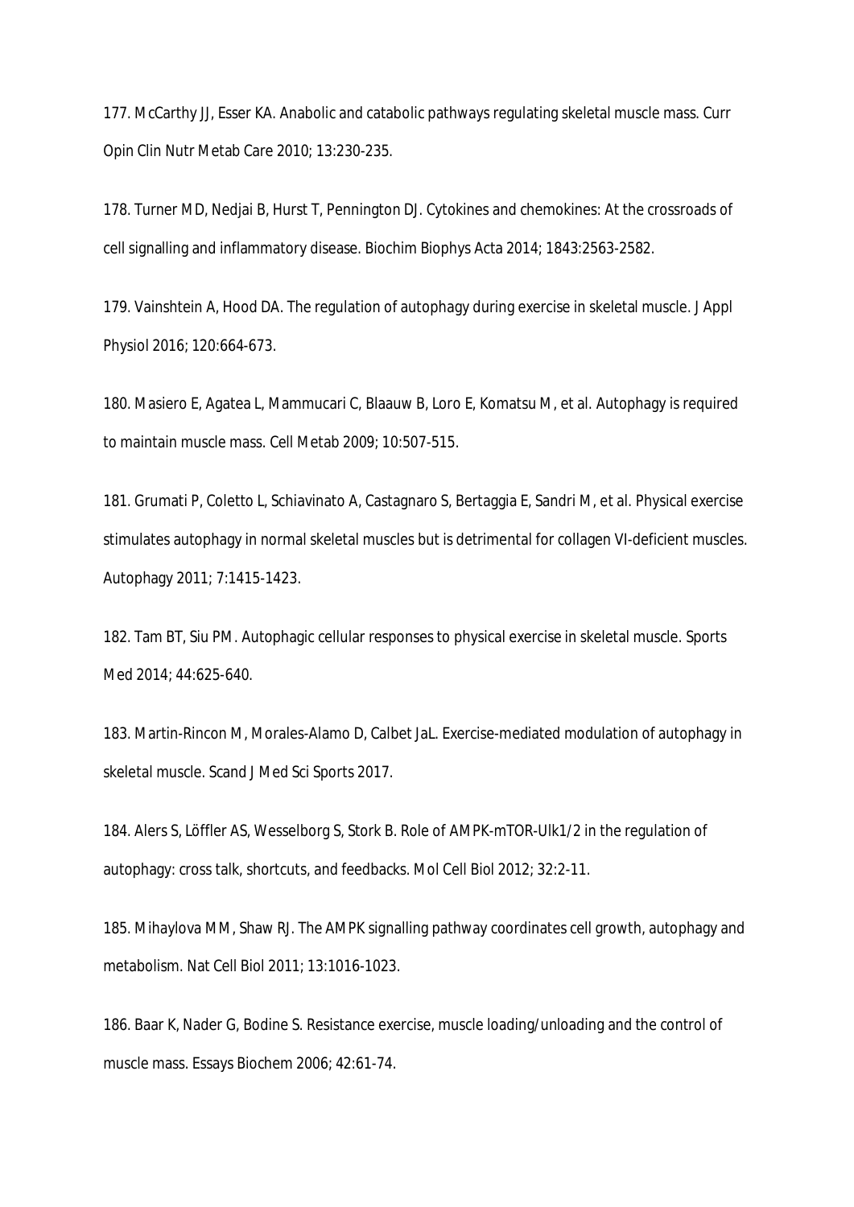177. McCarthy JJ, Esser KA. Anabolic and catabolic pathways regulating skeletal muscle mass. Curr Opin Clin Nutr Metab Care 2010; 13:230-235.

178. Turner MD, Nedjai B, Hurst T, Pennington DJ. Cytokines and chemokines: At the crossroads of cell signalling and inflammatory disease. Biochim Biophys Acta 2014; 1843:2563-2582.

179. Vainshtein A, Hood DA. The regulation of autophagy during exercise in skeletal muscle. J Appl Physiol 2016; 120:664-673.

180. Masiero E, Agatea L, Mammucari C, Blaauw B, Loro E, Komatsu M, et al. Autophagy is required to maintain muscle mass. Cell Metab 2009; 10:507-515.

181. Grumati P, Coletto L, Schiavinato A, Castagnaro S, Bertaggia E, Sandri M, et al. Physical exercise stimulates autophagy in normal skeletal muscles but is detrimental for collagen VI-deficient muscles. Autophagy 2011; 7:1415-1423.

182. Tam BT, Siu PM. Autophagic cellular responses to physical exercise in skeletal muscle. Sports Med 2014; 44:625-640.

183. Martin-Rincon M, Morales-Alamo D, Calbet JaL. Exercise-mediated modulation of autophagy in skeletal muscle. Scand J Med Sci Sports 2017.

184. Alers S, Löffler AS, Wesselborg S, Stork B. Role of AMPK-mTOR-Ulk1/2 in the regulation of autophagy: cross talk, shortcuts, and feedbacks. Mol Cell Biol 2012; 32:2-11.

185. Mihaylova MM, Shaw RJ. The AMPK signalling pathway coordinates cell growth, autophagy and metabolism. Nat Cell Biol 2011; 13:1016-1023.

186. Baar K, Nader G, Bodine S. Resistance exercise, muscle loading/unloading and the control of muscle mass. Essays Biochem 2006; 42:61-74.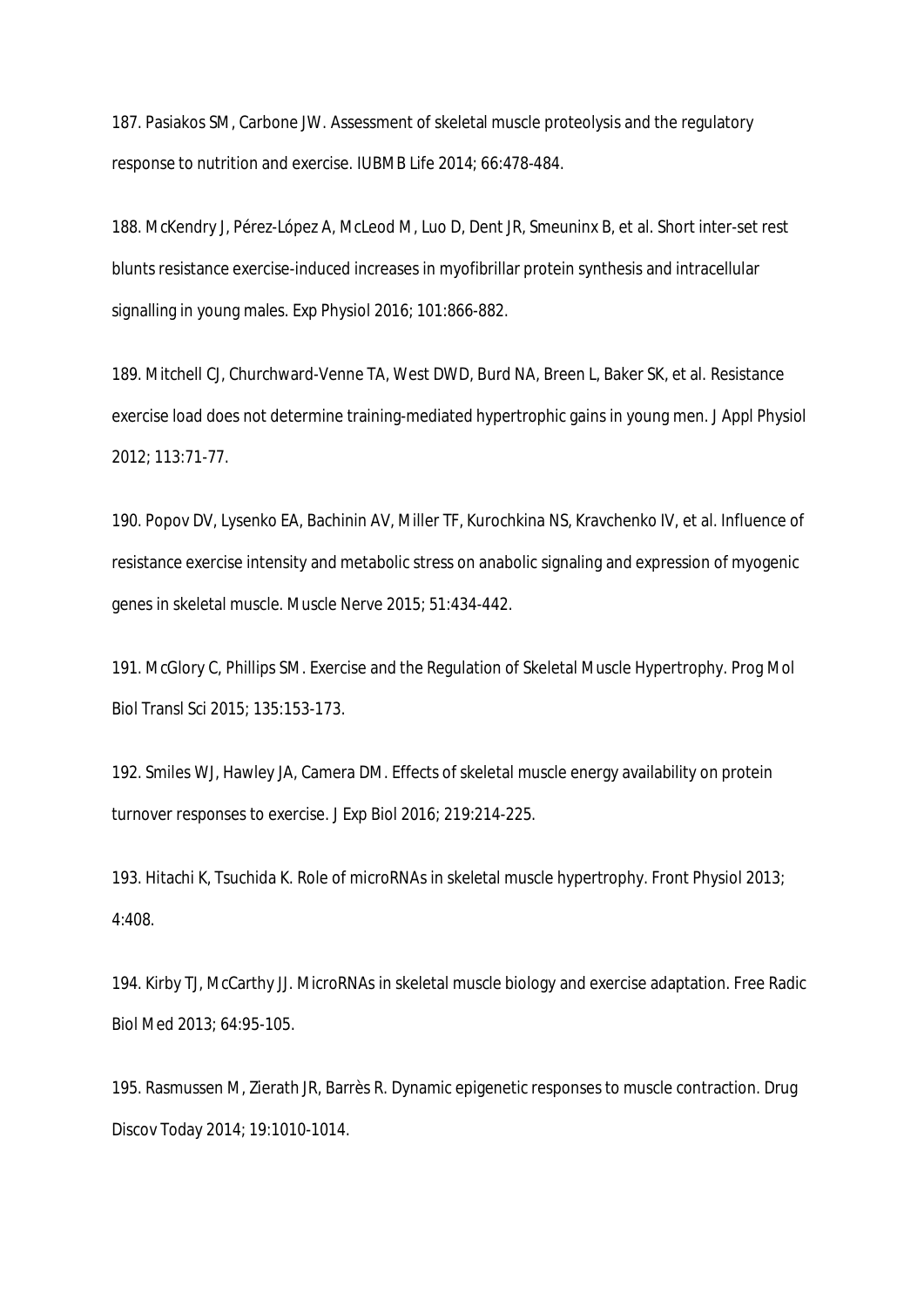187. Pasiakos SM, Carbone JW. Assessment of skeletal muscle proteolysis and the regulatory response to nutrition and exercise. IUBMB Life 2014; 66:478-484.

188. McKendry J, Pérez-López A, McLeod M, Luo D, Dent JR, Smeuninx B, et al. Short inter-set rest blunts resistance exercise-induced increases in myofibrillar protein synthesis and intracellular signalling in young males. Exp Physiol 2016; 101:866-882.

189. Mitchell CJ, Churchward-Venne TA, West DWD, Burd NA, Breen L, Baker SK, et al. Resistance exercise load does not determine training-mediated hypertrophic gains in young men. J Appl Physiol 2012; 113:71-77.

190. Popov DV, Lysenko EA, Bachinin AV, Miller TF, Kurochkina NS, Kravchenko IV, et al. Influence of resistance exercise intensity and metabolic stress on anabolic signaling and expression of myogenic genes in skeletal muscle. Muscle Nerve 2015; 51:434-442.

191. McGlory C, Phillips SM. Exercise and the Regulation of Skeletal Muscle Hypertrophy. Prog Mol Biol Transl Sci 2015; 135:153-173.

192. Smiles WJ, Hawley JA, Camera DM. Effects of skeletal muscle energy availability on protein turnover responses to exercise. J Exp Biol 2016; 219:214-225.

193. Hitachi K, Tsuchida K. Role of microRNAs in skeletal muscle hypertrophy. Front Physiol 2013; 4:408.

194. Kirby TJ, McCarthy JJ. MicroRNAs in skeletal muscle biology and exercise adaptation. Free Radic Biol Med 2013; 64:95-105.

195. Rasmussen M, Zierath JR, Barrès R. Dynamic epigenetic responses to muscle contraction. Drug Discov Today 2014; 19:1010-1014.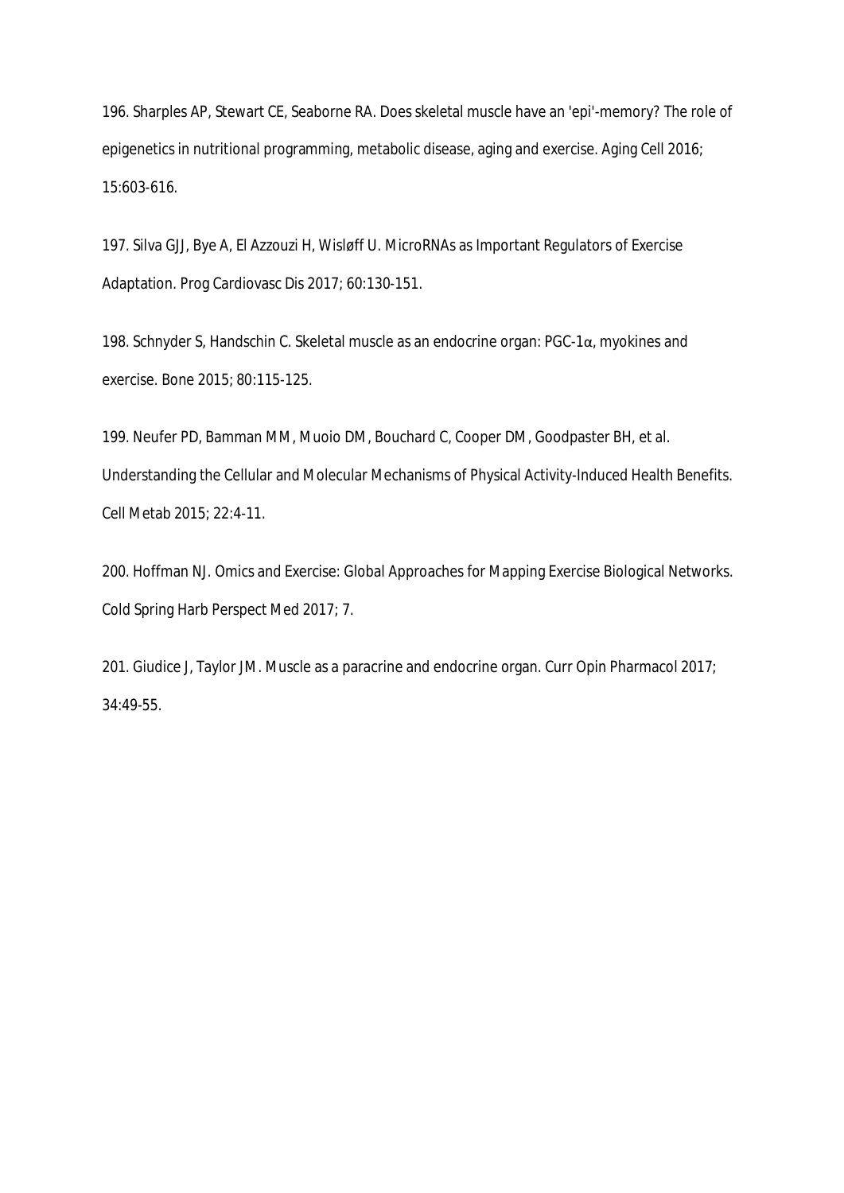196. Sharples AP, Stewart CE, Seaborne RA. Does skeletal muscle have an 'epi'-memory? The role of epigenetics in nutritional programming, metabolic disease, aging and exercise. Aging Cell 2016; 15:603-616.

197. Silva GJJ, Bye A, El Azzouzi H, Wisløff U. MicroRNAs as Important Regulators of Exercise Adaptation. Prog Cardiovasc Dis 2017; 60:130-151.

198. Schnyder S, Handschin C. Skeletal muscle as an endocrine organ: PGC-1α, myokines and exercise. Bone 2015; 80:115-125.

199. Neufer PD, Bamman MM, Muoio DM, Bouchard C, Cooper DM, Goodpaster BH, et al. Understanding the Cellular and Molecular Mechanisms of Physical Activity-Induced Health Benefits. Cell Metab 2015; 22:4-11.

200. Hoffman NJ. Omics and Exercise: Global Approaches for Mapping Exercise Biological Networks. Cold Spring Harb Perspect Med 2017; 7.

201. Giudice J, Taylor JM. Muscle as a paracrine and endocrine organ. Curr Opin Pharmacol 2017; 34:49-55.